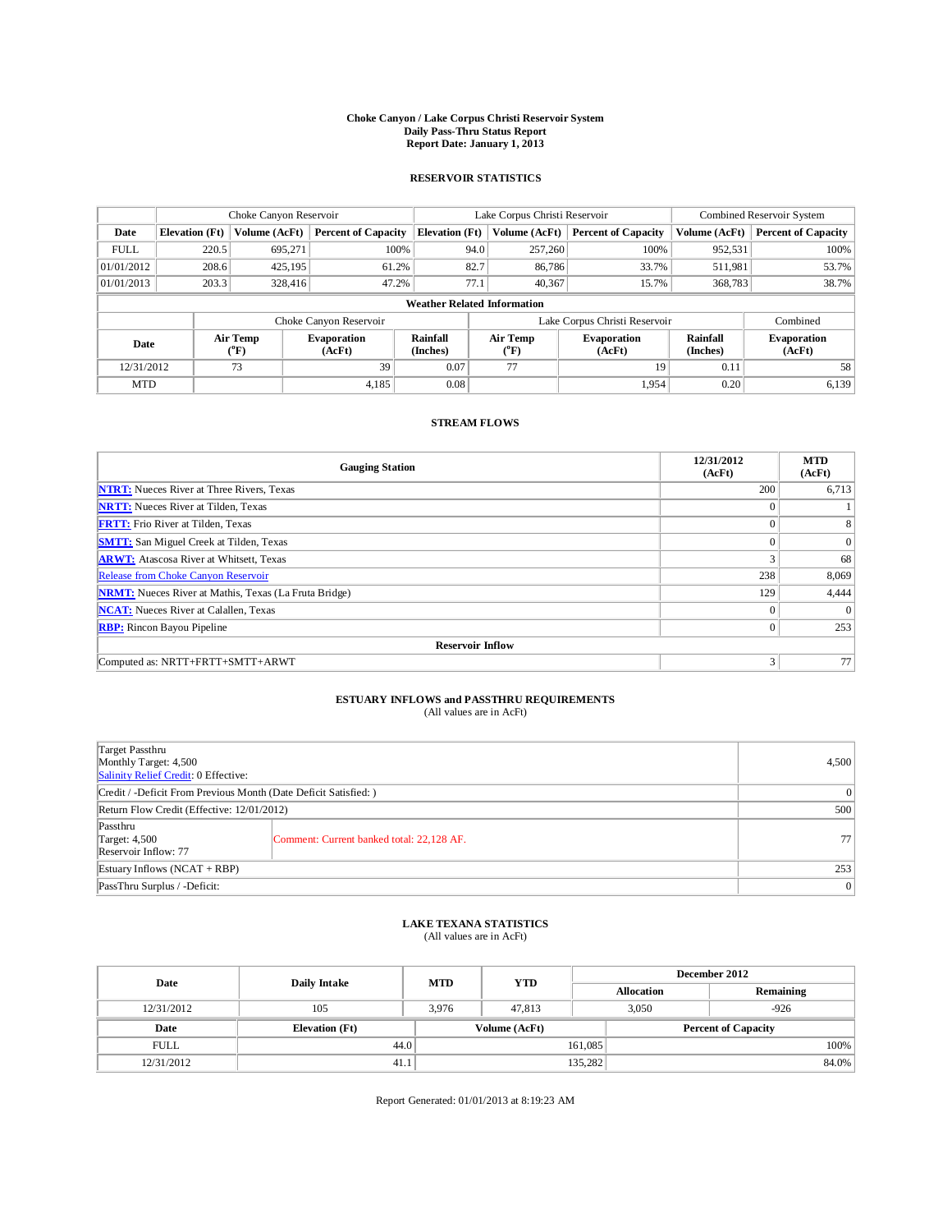**Choke Canyon / Lake Corpus Christi Reservoir System**
**Daily Pass-Thru Status Report**
**Report Date: January 1, 2013**

## RESERVOIR STATISTICS

| | Choke Canyon Reservoir | | | Lake Corpus Christi Reservoir | | | Combined Reservoir System | |
|---|---|---|---|---|---|---|---|---|
| **Date** | **Elevation (Ft)** | **Volume (AcFt)** | **Percent of Capacity** | **Elevation (Ft)** | **Volume (AcFt)** | **Percent of Capacity** | **Volume (AcFt)** | **Percent of Capacity** |
| FULL | 220.5 | 695,271 | 100% | 94.0 | 257,260 | 100% | 952,531 | 100% |
| 01/01/2012 | 208.6 | 425,195 | 61.2% | 82.7 | 86,786 | 33.7% | 511,981 | 53.7% |
| 01/01/2013 | 203.3 | 328,416 | 47.2% | 77.1 | 40,367 | 15.7% | 368,783 | 38.7% |

**Weather Related Information**

| | Choke Canyon Reservoir | | | Lake Corpus Christi Reservoir | | | Combined |
|---|---|---|---|---|---|---|---|
| **Date** | **Air Temp (°F)** | **Evaporation (AcFt)** | **Rainfall (Inches)** | **Air Temp (°F)** | **Evaporation (AcFt)** | **Rainfall (Inches)** | **Evaporation (AcFt)** |
| 12/31/2012 | 73 | 39 | 0.07 | 77 | 19 | 0.11 | 58 |
| MTD | | 4,185 | 0.08 | | 1,954 | 0.20 | 6,139 |

## STREAM FLOWS

| Gauging Station | 12/31/2012 (AcFt) | MTD (AcFt) |
|---|---|---|
| NTRT: Nueces River at Three Rivers, Texas | 200 | 6,713 |
| NRTT: Nueces River at Tilden, Texas | 0 | 1 |
| FRTT: Frio River at Tilden, Texas | 0 | 8 |
| SMTT: San Miguel Creek at Tilden, Texas | 0 | 0 |
| ARWT: Atascosa River at Whitsett, Texas | 3 | 68 |
| Release from Choke Canyon Reservoir | 238 | 8,069 |
| NRMT: Nueces River at Mathis, Texas (La Fruta Bridge) | 129 | 4,444 |
| NCAT: Nueces River at Calallen, Texas | 0 | 0 |
| RBP: Rincon Bayou Pipeline | 0 | 253 |
| **Reservoir Inflow** | | |
| Computed as: NRTT+FRTT+SMTT+ARWT | 3 | 77 |

## ESTUARY INFLOWS and PASSTHRU REQUIREMENTS
(All values are in AcFt)

| | | |
|---|---|---|
| Target Passthru<br>Monthly Target: 4,500<br>Salinity Relief Credit: 0 Effective: | | 4,500 |
| Credit / -Deficit From Previous Month (Date Deficit Satisfied: ) | | 0 |
| Return Flow Credit (Effective: 12/01/2012) | | 500 |
| Passthru<br>Target: 4,500<br>Reservoir Inflow: 77 | Comment: Current banked total: 22,128 AF. | 77 |
| Estuary Inflows (NCAT + RBP) | | 253 |
| PassThru Surplus / -Deficit: | | 0 |

## LAKE TEXANA STATISTICS
(All values are in AcFt)

| Date | Daily Intake | MTD | YTD | December 2012 | |
|---|---|---|---|---|---|
| | | | | **Allocation** | **Remaining** |
| 12/31/2012 | 105 | 3,976 | 47,813 | 3,050 | -926 |

| Date | Elevation (Ft) | Volume (AcFt) | Percent of Capacity |
|---|---|---|---|
| FULL | 44.0 | 161,085 | 100% |
| 12/31/2012 | 41.1 | 135,282 | 84.0% |

Report Generated: 01/01/2013 at 8:19:23 AM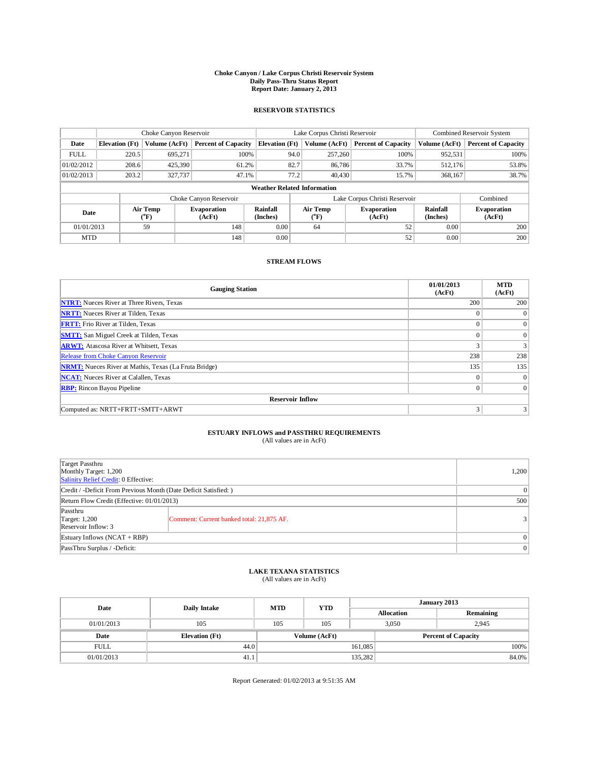# Choke Canyon / Lake Corpus Christi Reservoir System
## Daily Pass-Thru Status Report
### Report Date: January 2, 2013

## RESERVOIR STATISTICS

| | Choke Canyon Reservoir | | | Lake Corpus Christi Reservoir | | | Combined Reservoir System | |
|---|---|---|---|---|---|---|---|---|
| Date | Elevation (Ft) | Volume (AcFt) | Percent of Capacity | Elevation (Ft) | Volume (AcFt) | Percent of Capacity | Volume (AcFt) | Percent of Capacity |
| FULL | 220.5 | 695,271 | 100% | 94.0 | 257,260 | 100% | 952,531 | 100% |
| 01/02/2012 | 208.6 | 425,390 | 61.2% | 82.7 | 86,786 | 33.7% | 512,176 | 53.8% |
| 01/02/2013 | 203.2 | 327,737 | 47.1% | 77.2 | 40,430 | 15.7% | 368,167 | 38.7% |

**Weather Related Information**

| | Choke Canyon Reservoir | | | Lake Corpus Christi Reservoir | | | Combined |
|---|---|---|---|---|---|---|---|
| Date | Air Temp (°F) | Evaporation (AcFt) | Rainfall (Inches) | Air Temp (°F) | Evaporation (AcFt) | Rainfall (Inches) | Evaporation (AcFt) |
| 01/01/2013 | 59 | 148 | 0.00 | 64 | 52 | 0.00 | 200 |
| MTD | | 148 | 0.00 | | 52 | 0.00 | 200 |

## STREAM FLOWS

| Gauging Station | 01/01/2013 (AcFt) | MTD (AcFt) |
|---|---|---|
| NTRT: Nueces River at Three Rivers, Texas | 200 | 200 |
| NRTT: Nueces River at Tilden, Texas | 0 | 0 |
| FRTT: Frio River at Tilden, Texas | 0 | 0 |
| SMTT: San Miguel Creek at Tilden, Texas | 0 | 0 |
| ARWT: Atascosa River at Whitsett, Texas | 3 | 3 |
| Release from Choke Canyon Reservoir | 238 | 238 |
| NRMT: Nueces River at Mathis, Texas (La Fruta Bridge) | 135 | 135 |
| NCAT: Nueces River at Calallen, Texas | 0 | 0 |
| RBP: Rincon Bayou Pipeline | 0 | 0 |
| **Reservoir Inflow** | | |
| Computed as: NRTT+FRTT+SMTT+ARWT | 3 | 3 |

## ESTUARY INFLOWS and PASSTHRU REQUIREMENTS
(All values are in AcFt)

| | | |
|---|---|---|
| Target Passthru<br>Monthly Target: 1,200<br>Salinity Relief Credit: 0 Effective: | | 1,200 |
| Credit / -Deficit From Previous Month (Date Deficit Satisfied: ) | | 0 |
| Return Flow Credit (Effective: 01/01/2013) | | 500 |
| Passthru<br>Target: 1,200<br>Reservoir Inflow: 3 | Comment: Current banked total: 21,875 AF. | 3 |
| Estuary Inflows (NCAT + RBP) | | 0 |
| PassThru Surplus / -Deficit: | | 0 |

## LAKE TEXANA STATISTICS
(All values are in AcFt)

| Date | Daily Intake | MTD | YTD | January 2013 Allocation | Remaining |
|---|---|---|---|---|---|
| 01/01/2013 | 105 | 105 | 105 | 3,050 | 2,945 |

| Date | Elevation (Ft) | Volume (AcFt) | Percent of Capacity |
|---|---|---|---|
| FULL | 44.0 | 161,085 | 100% |
| 01/01/2013 | 41.1 | 135,282 | 84.0% |

Report Generated: 01/02/2013 at 9:51:35 AM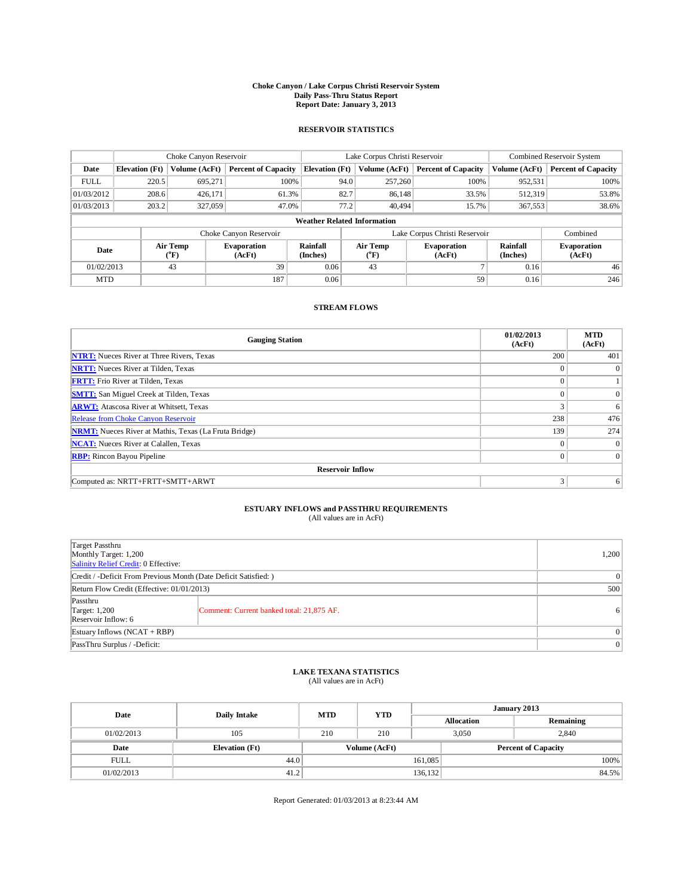# Choke Canyon / Lake Corpus Christi Reservoir System
## Daily Pass-Thru Status Report
### Report Date: January 3, 2013

## RESERVOIR STATISTICS

| | Choke Canyon Reservoir | | | Lake Corpus Christi Reservoir | | | Combined Reservoir System | |
|---|---|---|---|---|---|---|---|---|
| Date | Elevation (Ft) | Volume (AcFt) | Percent of Capacity | Elevation (Ft) | Volume (AcFt) | Percent of Capacity | Volume (AcFt) | Percent of Capacity |
| FULL | 220.5 | 695,271 | 100% | 94.0 | 257,260 | 100% | 952,531 | 100% |
| 01/03/2012 | 208.6 | 426,171 | 61.3% | 82.7 | 86,148 | 33.5% | 512,319 | 53.8% |
| 01/03/2013 | 203.2 | 327,059 | 47.0% | 77.2 | 40,494 | 15.7% | 367,553 | 38.6% |

**Weather Related Information**

| | Choke Canyon Reservoir | | | Lake Corpus Christi Reservoir | | | Combined |
|---|---|---|---|---|---|---|---|
| Date | Air Temp (°F) | Evaporation (AcFt) | Rainfall (Inches) | Air Temp (°F) | Evaporation (AcFt) | Rainfall (Inches) | Evaporation (AcFt) |
| 01/02/2013 | 43 | 39 | 0.06 | 43 | 7 | 0.16 | 46 |
| MTD | | 187 | 0.06 | | 59 | 0.16 | 246 |

## STREAM FLOWS

| Gauging Station | 01/02/2013 (AcFt) | MTD (AcFt) |
|---|---|---|
| NTRT: Nueces River at Three Rivers, Texas | 200 | 401 |
| NRTT: Nueces River at Tilden, Texas | 0 | 0 |
| FRTT: Frio River at Tilden, Texas | 0 | 1 |
| SMTT: San Miguel Creek at Tilden, Texas | 0 | 0 |
| ARWT: Atascosa River at Whitsett, Texas | 3 | 6 |
| Release from Choke Canyon Reservoir | 238 | 476 |
| NRMT: Nueces River at Mathis, Texas (La Fruta Bridge) | 139 | 274 |
| NCAT: Nueces River at Calallen, Texas | 0 | 0 |
| RBP: Rincon Bayou Pipeline | 0 | 0 |
| **Reservoir Inflow** | | |
| Computed as: NRTT+FRTT+SMTT+ARWT | 3 | 6 |

## ESTUARY INFLOWS and PASSTHRU REQUIREMENTS
(All values are in AcFt)

| | | |
|---|---|---|
| Target Passthru<br>Monthly Target: 1,200<br>Salinity Relief Credit: 0 Effective: | | 1,200 |
| Credit / -Deficit From Previous Month (Date Deficit Satisfied: ) | | 0 |
| Return Flow Credit (Effective: 01/01/2013) | | 500 |
| Passthru<br>Target: 1,200<br>Reservoir Inflow: 6 | Comment: Current banked total: 21,875 AF. | 6 |
| Estuary Inflows (NCAT + RBP) | | 0 |
| PassThru Surplus / -Deficit: | | 0 |

## LAKE TEXANA STATISTICS
(All values are in AcFt)

| Date | Daily Intake | MTD | YTD | January 2013 Allocation | January 2013 Remaining |
|---|---|---|---|---|---|
| 01/02/2013 | 105 | 210 | 210 | 3,050 | 2,840 |

| Date | Elevation (Ft) | Volume (AcFt) | Percent of Capacity |
|---|---|---|---|
| FULL | 44.0 | 161,085 | 100% |
| 01/02/2013 | 41.2 | 136,132 | 84.5% |

Report Generated: 01/03/2013 at 8:23:44 AM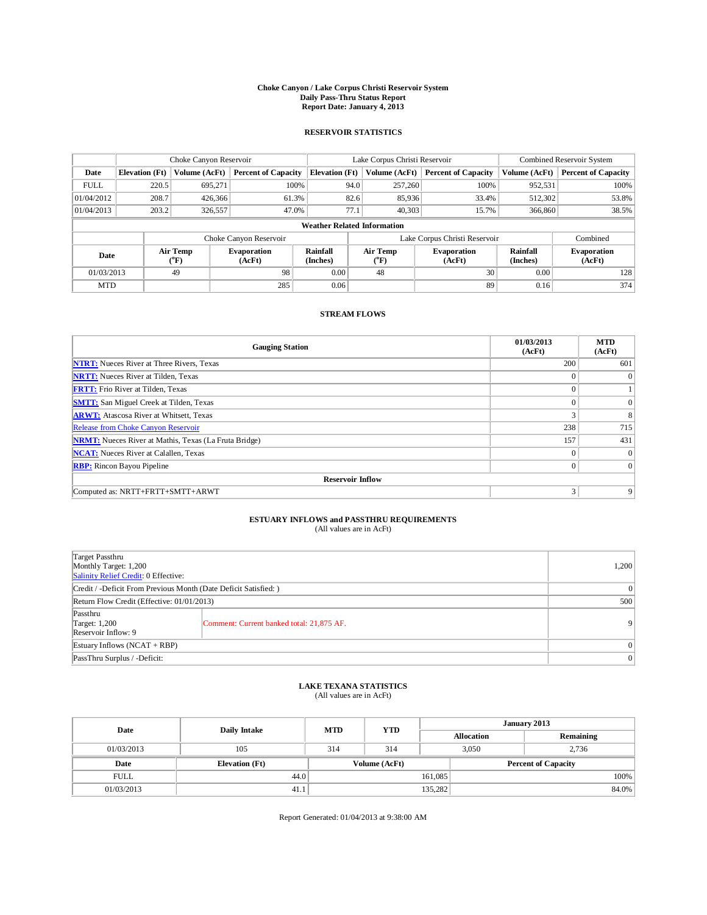# Choke Canyon / Lake Corpus Christi Reservoir System
## Daily Pass-Thru Status Report
### Report Date: January 4, 2013

## RESERVOIR STATISTICS

| | Choke Canyon Reservoir | | | Lake Corpus Christi Reservoir | | | Combined Reservoir System | |
|---|---|---|---|---|---|---|---|---|
| Date | Elevation (Ft) | Volume (AcFt) | Percent of Capacity | Elevation (Ft) | Volume (AcFt) | Percent of Capacity | Volume (AcFt) | Percent of Capacity |
| FULL | 220.5 | 695,271 | 100% | 94.0 | 257,260 | 100% | 952,531 | 100% |
| 01/04/2012 | 208.7 | 426,366 | 61.3% | 82.6 | 85,936 | 33.4% | 512,302 | 53.8% |
| 01/04/2013 | 203.2 | 326,557 | 47.0% | 77.1 | 40,303 | 15.7% | 366,860 | 38.5% |

**Weather Related Information**

| | Choke Canyon Reservoir | | | Lake Corpus Christi Reservoir | | | Combined |
|---|---|---|---|---|---|---|---|
| Date | Air Temp (°F) | Evaporation (AcFt) | Rainfall (Inches) | Air Temp (°F) | Evaporation (AcFt) | Rainfall (Inches) | Evaporation (AcFt) |
| 01/03/2013 | 49 | 98 | 0.00 | 48 | 30 | 0.00 | 128 |
| MTD | | 285 | 0.06 | | 89 | 0.16 | 374 |

## STREAM FLOWS

| Gauging Station | 01/03/2013 (AcFt) | MTD (AcFt) |
|---|---|---|
| **NTRT:** Nueces River at Three Rivers, Texas | 200 | 601 |
| **NRTT:** Nueces River at Tilden, Texas | 0 | 0 |
| **FRTT:** Frio River at Tilden, Texas | 0 | 1 |
| **SMTT:** San Miguel Creek at Tilden, Texas | 0 | 0 |
| **ARWT:** Atascosa River at Whitsett, Texas | 3 | 8 |
| Release from Choke Canyon Reservoir | 238 | 715 |
| **NRMT:** Nueces River at Mathis, Texas (La Fruta Bridge) | 157 | 431 |
| **NCAT:** Nueces River at Calallen, Texas | 0 | 0 |
| **RBP:** Rincon Bayou Pipeline | 0 | 0 |
| **Reservoir Inflow** | | |
| Computed as: NRTT+FRTT+SMTT+ARWT | 3 | 9 |

## ESTUARY INFLOWS and PASSTHRU REQUIREMENTS
(All values are in AcFt)

| | | |
|---|---|---|
| Target Passthru<br>Monthly Target: 1,200<br>Salinity Relief Credit: 0 Effective: | | 1,200 |
| Credit / -Deficit From Previous Month (Date Deficit Satisfied: ) | | 0 |
| Return Flow Credit (Effective: 01/01/2013) | | 500 |
| Passthru<br>Target: 1,200<br>Reservoir Inflow: 9 | Comment: Current banked total: 21,875 AF. | 9 |
| Estuary Inflows (NCAT + RBP) | | 0 |
| PassThru Surplus / -Deficit: | | 0 |

## LAKE TEXANA STATISTICS
(All values are in AcFt)

| Date | Daily Intake | MTD | YTD | January 2013 Allocation | January 2013 Remaining |
|---|---|---|---|---|---|
| 01/03/2013 | 105 | 314 | 314 | 3,050 | 2,736 |

| Date | Elevation (Ft) | Volume (AcFt) | Percent of Capacity |
|---|---|---|---|
| FULL | 44.0 | 161,085 | 100% |
| 01/03/2013 | 41.1 | 135,282 | 84.0% |

Report Generated: 01/04/2013 at 9:38:00 AM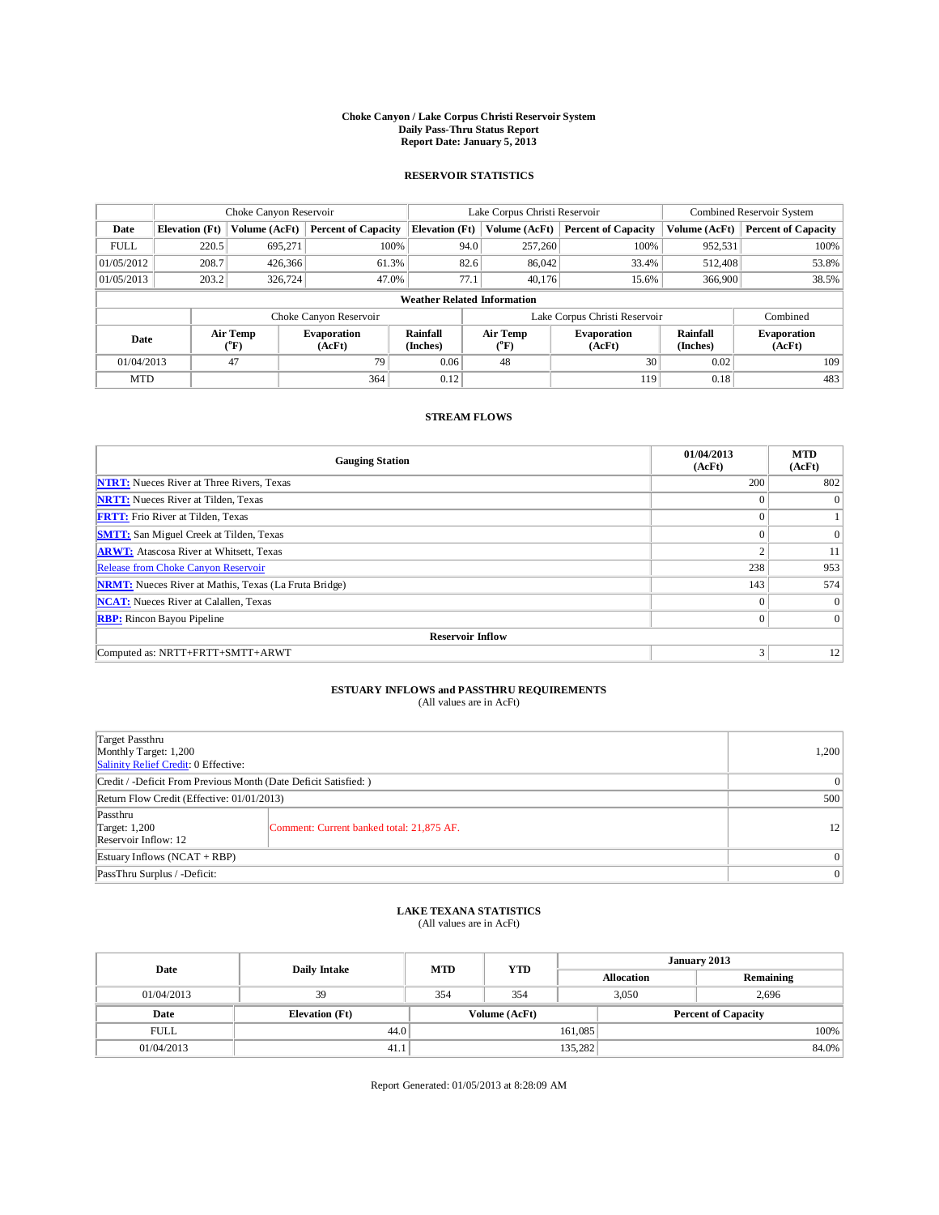# Choke Canyon / Lake Corpus Christi Reservoir System
## Daily Pass-Thru Status Report
### Report Date: January 5, 2013

## RESERVOIR STATISTICS

| | Choke Canyon Reservoir | | | Lake Corpus Christi Reservoir | | | Combined Reservoir System | |
|---|---|---|---|---|---|---|---|---|
| Date | Elevation (Ft) | Volume (AcFt) | Percent of Capacity | Elevation (Ft) | Volume (AcFt) | Percent of Capacity | Volume (AcFt) | Percent of Capacity |
| FULL | 220.5 | 695,271 | 100% | 94.0 | 257,260 | 100% | 952,531 | 100% |
| 01/05/2012 | 208.7 | 426,366 | 61.3% | 82.6 | 86,042 | 33.4% | 512,408 | 53.8% |
| 01/05/2013 | 203.2 | 326,724 | 47.0% | 77.1 | 40,176 | 15.6% | 366,900 | 38.5% |

**Weather Related Information**

| | Choke Canyon Reservoir | | | Lake Corpus Christi Reservoir | | | Combined |
|---|---|---|---|---|---|---|---|
| Date | Air Temp (°F) | Evaporation (AcFt) | Rainfall (Inches) | Air Temp (°F) | Evaporation (AcFt) | Rainfall (Inches) | Evaporation (AcFt) |
| 01/04/2013 | 47 | 79 | 0.06 | 48 | 30 | 0.02 | 109 |
| MTD | | 364 | 0.12 | | 119 | 0.18 | 483 |

## STREAM FLOWS

| Gauging Station | 01/04/2013 (AcFt) | MTD (AcFt) |
|---|---|---|
| NTRT: Nueces River at Three Rivers, Texas | 200 | 802 |
| NRTT: Nueces River at Tilden, Texas | 0 | 0 |
| FRTT: Frio River at Tilden, Texas | 0 | 1 |
| SMTT: San Miguel Creek at Tilden, Texas | 0 | 0 |
| ARWT: Atascosa River at Whitsett, Texas | 2 | 11 |
| Release from Choke Canyon Reservoir | 238 | 953 |
| NRMT: Nueces River at Mathis, Texas (La Fruta Bridge) | 143 | 574 |
| NCAT: Nueces River at Calallen, Texas | 0 | 0 |
| RBP: Rincon Bayou Pipeline | 0 | 0 |
| **Reservoir Inflow** | | |
| Computed as: NRTT+FRTT+SMTT+ARWT | 3 | 12 |

## ESTUARY INFLOWS and PASSTHRU REQUIREMENTS
(All values are in AcFt)

| | | |
|---|---|---|
| Target Passthru<br>Monthly Target: 1,200<br>Salinity Relief Credit: 0 Effective: | | 1,200 |
| Credit / -Deficit From Previous Month (Date Deficit Satisfied: ) | | 0 |
| Return Flow Credit (Effective: 01/01/2013) | | 500 |
| Passthru<br>Target: 1,200<br>Reservoir Inflow: 12 | Comment: Current banked total: 21,875 AF. | 12 |
| Estuary Inflows (NCAT + RBP) | | 0 |
| PassThru Surplus / -Deficit: | | 0 |

## LAKE TEXANA STATISTICS
(All values are in AcFt)

| Date | Daily Intake | MTD | YTD | January 2013 Allocation | January 2013 Remaining |
|---|---|---|---|---|---|
| 01/04/2013 | 39 | 354 | 354 | 3,050 | 2,696 |

| Date | Elevation (Ft) | Volume (AcFt) | Percent of Capacity |
|---|---|---|---|
| FULL | 44.0 | 161,085 | 100% |
| 01/04/2013 | 41.1 | 135,282 | 84.0% |

Report Generated: 01/05/2013 at 8:28:09 AM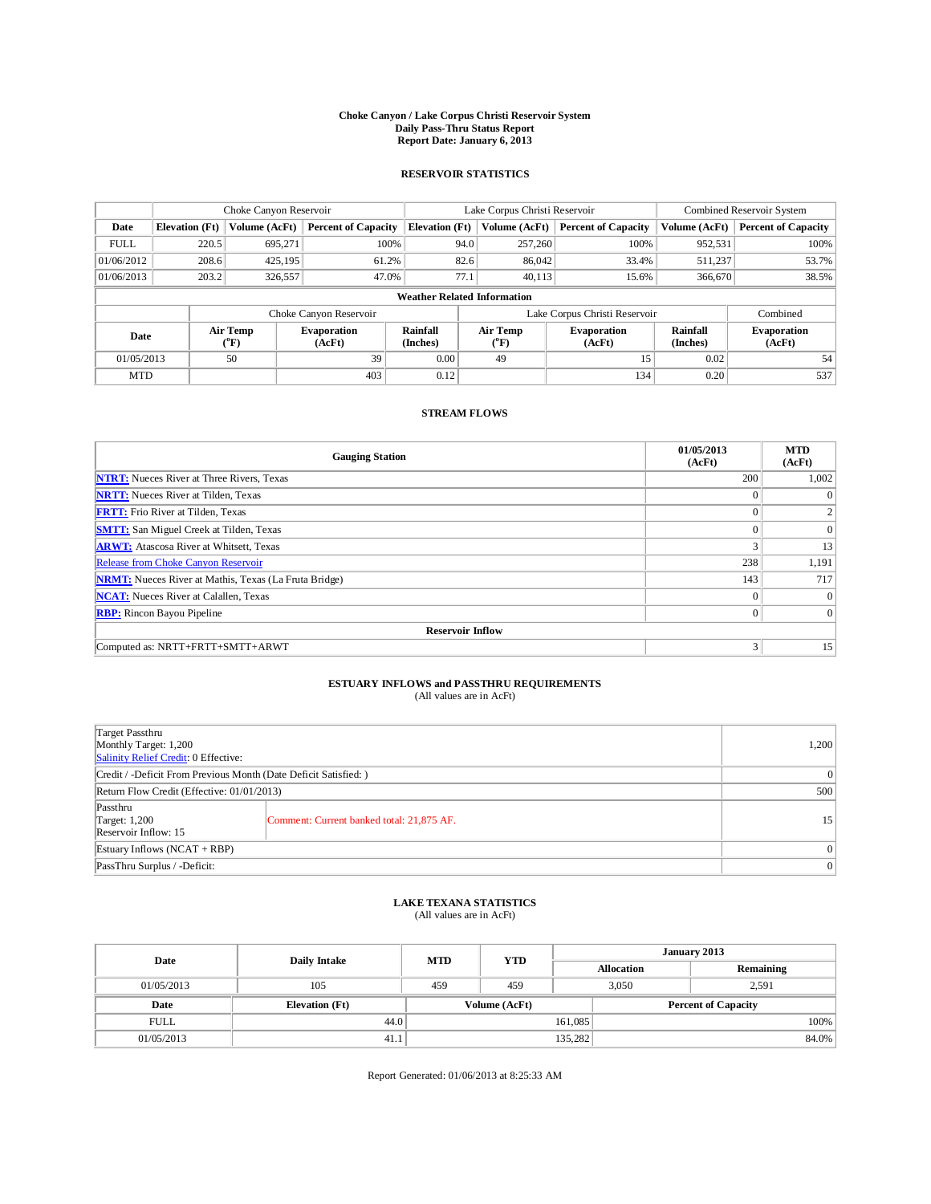# Choke Canyon / Lake Corpus Christi Reservoir System
## Daily Pass-Thru Status Report
### Report Date: January 6, 2013

## RESERVOIR STATISTICS

| | Choke Canyon Reservoir | | | Lake Corpus Christi Reservoir | | | Combined Reservoir System | |
|---|---|---|---|---|---|---|---|---|
| Date | Elevation (Ft) | Volume (AcFt) | Percent of Capacity | Elevation (Ft) | Volume (AcFt) | Percent of Capacity | Volume (AcFt) | Percent of Capacity |
| FULL | 220.5 | 695,271 | 100% | 94.0 | 257,260 | 100% | 952,531 | 100% |
| 01/06/2012 | 208.6 | 425,195 | 61.2% | 82.6 | 86,042 | 33.4% | 511,237 | 53.7% |
| 01/06/2013 | 203.2 | 326,557 | 47.0% | 77.1 | 40,113 | 15.6% | 366,670 | 38.5% |

**Weather Related Information**

| | Choke Canyon Reservoir | | | Lake Corpus Christi Reservoir | | | Combined |
|---|---|---|---|---|---|---|---|
| Date | Air Temp (°F) | Evaporation (AcFt) | Rainfall (Inches) | Air Temp (°F) | Evaporation (AcFt) | Rainfall (Inches) | Evaporation (AcFt) |
| 01/05/2013 | 50 | 39 | 0.00 | 49 | 15 | 0.02 | 54 |
| MTD | | 403 | 0.12 | | 134 | 0.20 | 537 |

## STREAM FLOWS

| Gauging Station | 01/05/2013 (AcFt) | MTD (AcFt) |
|---|---|---|
| **NTRT:** Nueces River at Three Rivers, Texas | 200 | 1,002 |
| **NRTT:** Nueces River at Tilden, Texas | 0 | 0 |
| **FRTT:** Frio River at Tilden, Texas | 0 | 2 |
| **SMTT:** San Miguel Creek at Tilden, Texas | 0 | 0 |
| **ARWT:** Atascosa River at Whitsett, Texas | 3 | 13 |
| Release from Choke Canyon Reservoir | 238 | 1,191 |
| **NRMT:** Nueces River at Mathis, Texas (La Fruta Bridge) | 143 | 717 |
| **NCAT:** Nueces River at Calallen, Texas | 0 | 0 |
| **RBP:** Rincon Bayou Pipeline | 0 | 0 |
| **Reservoir Inflow** | | |
| Computed as: NRTT+FRTT+SMTT+ARWT | 3 | 15 |

## ESTUARY INFLOWS and PASSTHRU REQUIREMENTS
(All values are in AcFt)

| | | |
|---|---|---|
| Target Passthru<br>Monthly Target: 1,200<br>Salinity Relief Credit: 0 Effective: | | 1,200 |
| Credit / -Deficit From Previous Month (Date Deficit Satisfied: ) | | 0 |
| Return Flow Credit (Effective: 01/01/2013) | | 500 |
| Passthru<br>Target: 1,200<br>Reservoir Inflow: 15 | Comment: Current banked total: 21,875 AF. | 15 |
| Estuary Inflows (NCAT + RBP) | | 0 |
| PassThru Surplus / -Deficit: | | 0 |

## LAKE TEXANA STATISTICS
(All values are in AcFt)

| Date | Daily Intake | MTD | YTD | January 2013 Allocation | January 2013 Remaining |
|---|---|---|---|---|---|
| 01/05/2013 | 105 | 459 | 459 | 3,050 | 2,591 |

| Date | Elevation (Ft) | Volume (AcFt) | Percent of Capacity |
|---|---|---|---|
| FULL | 44.0 | 161,085 | 100% |
| 01/05/2013 | 41.1 | 135,282 | 84.0% |

Report Generated: 01/06/2013 at 8:25:33 AM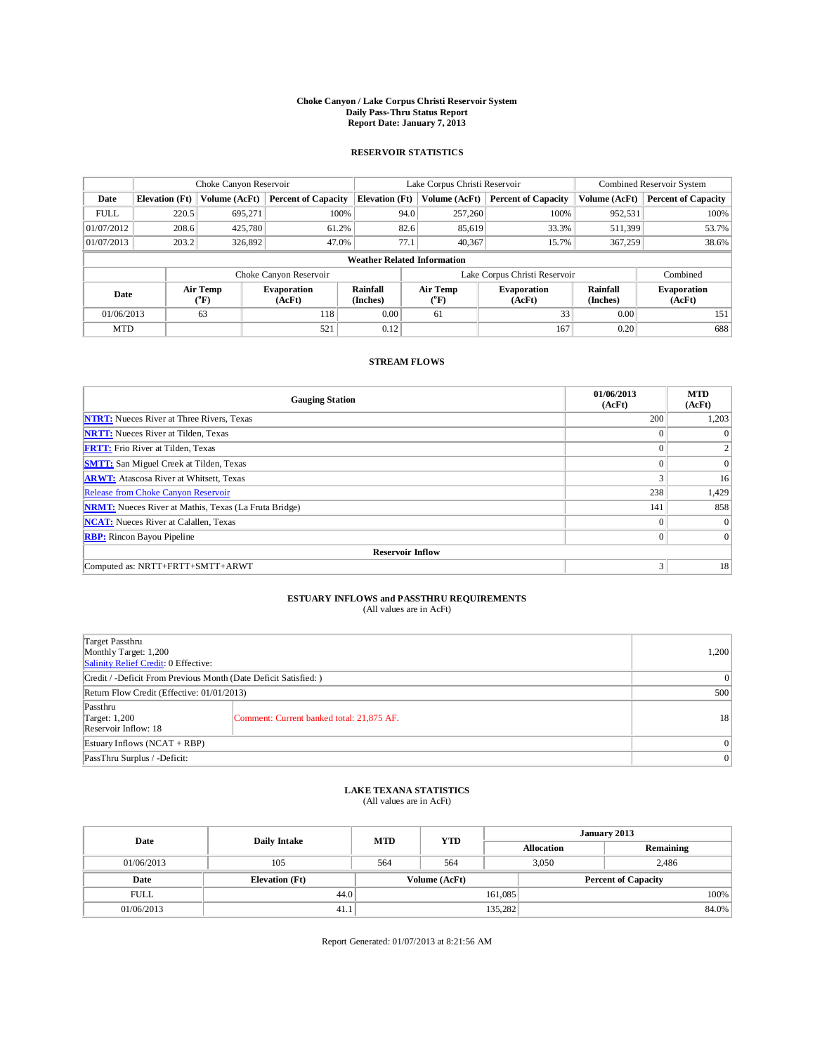**Choke Canyon / Lake Corpus Christi Reservoir System**
**Daily Pass-Thru Status Report**
**Report Date: January 7, 2013**

## RESERVOIR STATISTICS

| | Choke Canyon Reservoir | | | Lake Corpus Christi Reservoir | | | Combined Reservoir System | |
|---|---|---|---|---|---|---|---|---|
| **Date** | **Elevation (Ft)** | **Volume (AcFt)** | **Percent of Capacity** | **Elevation (Ft)** | **Volume (AcFt)** | **Percent of Capacity** | **Volume (AcFt)** | **Percent of Capacity** |
| FULL | 220.5 | 695,271 | 100% | 94.0 | 257,260 | 100% | 952,531 | 100% |
| 01/07/2012 | 208.6 | 425,780 | 61.2% | 82.6 | 85,619 | 33.3% | 511,399 | 53.7% |
| 01/07/2013 | 203.2 | 326,892 | 47.0% | 77.1 | 40,367 | 15.7% | 367,259 | 38.6% |

**Weather Related Information**

| | Choke Canyon Reservoir | | | Lake Corpus Christi Reservoir | | | Combined |
|---|---|---|---|---|---|---|---|
| **Date** | **Air Temp (°F)** | **Evaporation (AcFt)** | **Rainfall (Inches)** | **Air Temp (°F)** | **Evaporation (AcFt)** | **Rainfall (Inches)** | **Evaporation (AcFt)** |
| 01/06/2013 | 63 | 118 | 0.00 | 61 | 33 | 0.00 | 151 |
| MTD | | 521 | 0.12 | | 167 | 0.20 | 688 |

## STREAM FLOWS

| Gauging Station | 01/06/2013 (AcFt) | MTD (AcFt) |
|---|---|---|
| **NTRT:** Nueces River at Three Rivers, Texas | 200 | 1,203 |
| **NRTT:** Nueces River at Tilden, Texas | 0 | 0 |
| **FRTT:** Frio River at Tilden, Texas | 0 | 2 |
| **SMTT:** San Miguel Creek at Tilden, Texas | 0 | 0 |
| **ARWT:** Atascosa River at Whitsett, Texas | 3 | 16 |
| Release from Choke Canyon Reservoir | 238 | 1,429 |
| **NRMT:** Nueces River at Mathis, Texas (La Fruta Bridge) | 141 | 858 |
| **NCAT:** Nueces River at Calallen, Texas | 0 | 0 |
| **RBP:** Rincon Bayou Pipeline | 0 | 0 |
| **Reservoir Inflow** | | |
| Computed as: NRTT+FRTT+SMTT+ARWT | 3 | 18 |

## ESTUARY INFLOWS and PASSTHRU REQUIREMENTS

(All values are in AcFt)

| | | |
|---|---|---|
| Target Passthru<br>Monthly Target: 1,200<br>Salinity Relief Credit: 0 Effective: | | 1,200 |
| Credit / -Deficit From Previous Month (Date Deficit Satisfied: ) | | 0 |
| Return Flow Credit (Effective: 01/01/2013) | | 500 |
| Passthru<br>Target: 1,200<br>Reservoir Inflow: 18 | Comment: Current banked total: 21,875 AF. | 18 |
| Estuary Inflows (NCAT + RBP) | | 0 |
| PassThru Surplus / -Deficit: | | 0 |

## LAKE TEXANA STATISTICS

(All values are in AcFt)

| Date | Daily Intake | MTD | YTD | January 2013 Allocation | January 2013 Remaining |
|---|---|---|---|---|---|
| 01/06/2013 | 105 | 564 | 564 | 3,050 | 2,486 |

| Date | Elevation (Ft) | Volume (AcFt) | Percent of Capacity |
|---|---|---|---|
| FULL | 44.0 | 161,085 | 100% |
| 01/06/2013 | 41.1 | 135,282 | 84.0% |

Report Generated: 01/07/2013 at 8:21:56 AM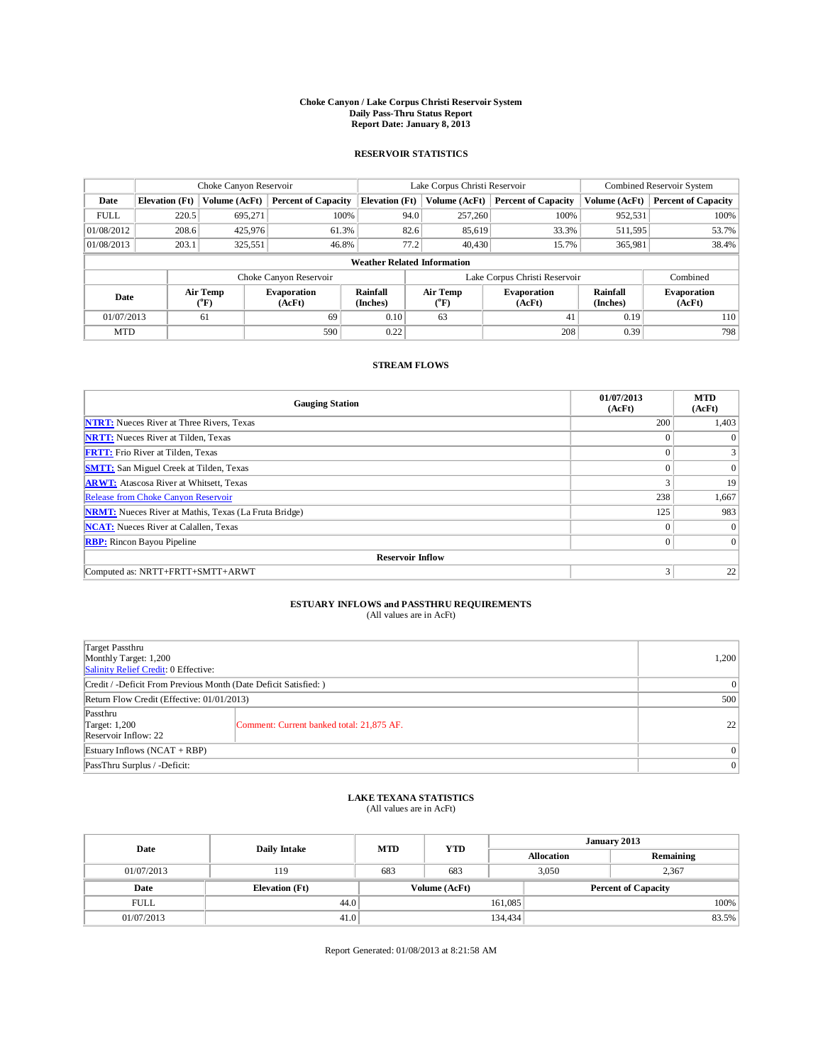# Choke Canyon / Lake Corpus Christi Reservoir System
## Daily Pass-Thru Status Report
## Report Date: January 8, 2013

### RESERVOIR STATISTICS

| | Choke Canyon Reservoir | | | Lake Corpus Christi Reservoir | | | Combined Reservoir System | |
|---|---|---|---|---|---|---|---|---|
| Date | Elevation (Ft) | Volume (AcFt) | Percent of Capacity | Elevation (Ft) | Volume (AcFt) | Percent of Capacity | Volume (AcFt) | Percent of Capacity |
| FULL | 220.5 | 695,271 | 100% | 94.0 | 257,260 | 100% | 952,531 | 100% |
| 01/08/2012 | 208.6 | 425,976 | 61.3% | 82.6 | 85,619 | 33.3% | 511,595 | 53.7% |
| 01/08/2013 | 203.1 | 325,551 | 46.8% | 77.2 | 40,430 | 15.7% | 365,981 | 38.4% |

**Weather Related Information**

| | Choke Canyon Reservoir | | | Lake Corpus Christi Reservoir | | | Combined |
|---|---|---|---|---|---|---|---|
| Date | Air Temp (°F) | Evaporation (AcFt) | Rainfall (Inches) | Air Temp (°F) | Evaporation (AcFt) | Rainfall (Inches) | Evaporation (AcFt) |
| 01/07/2013 | 61 | 69 | 0.10 | 63 | 41 | 0.19 | 110 |
| MTD | | 590 | 0.22 | | 208 | 0.39 | 798 |

### STREAM FLOWS

| Gauging Station | 01/07/2013 (AcFt) | MTD (AcFt) |
|---|---|---|
| NTRT: Nueces River at Three Rivers, Texas | 200 | 1,403 |
| NRTT: Nueces River at Tilden, Texas | 0 | 0 |
| FRTT: Frio River at Tilden, Texas | 0 | 3 |
| SMTT: San Miguel Creek at Tilden, Texas | 0 | 0 |
| ARWT: Atascosa River at Whitsett, Texas | 3 | 19 |
| Release from Choke Canyon Reservoir | 238 | 1,667 |
| NRMT: Nueces River at Mathis, Texas (La Fruta Bridge) | 125 | 983 |
| NCAT: Nueces River at Calallen, Texas | 0 | 0 |
| RBP: Rincon Bayou Pipeline | 0 | 0 |
| **Reservoir Inflow** | | |
| Computed as: NRTT+FRTT+SMTT+ARWT | 3 | 22 |

### ESTUARY INFLOWS and PASSTHRU REQUIREMENTS
(All values are in AcFt)

| | | |
|---|---|---|
| Target Passthru<br>Monthly Target: 1,200<br>Salinity Relief Credit: 0 Effective: | | 1,200 |
| Credit / -Deficit From Previous Month (Date Deficit Satisfied: ) | | 0 |
| Return Flow Credit (Effective: 01/01/2013) | | 500 |
| Passthru<br>Target: 1,200<br>Reservoir Inflow: 22 | Comment: Current banked total: 21,875 AF. | 22 |
| Estuary Inflows (NCAT + RBP) | | 0 |
| PassThru Surplus / -Deficit: | | 0 |

### LAKE TEXANA STATISTICS
(All values are in AcFt)

| Date | Daily Intake | MTD | YTD | January 2013 Allocation | January 2013 Remaining |
|---|---|---|---|---|---|
| 01/07/2013 | 119 | 683 | 683 | 3,050 | 2,367 |

| Date | Elevation (Ft) | Volume (AcFt) | Percent of Capacity |
|---|---|---|---|
| FULL | 44.0 | 161,085 | 100% |
| 01/07/2013 | 41.0 | 134,434 | 83.5% |

Report Generated: 01/08/2013 at 8:21:58 AM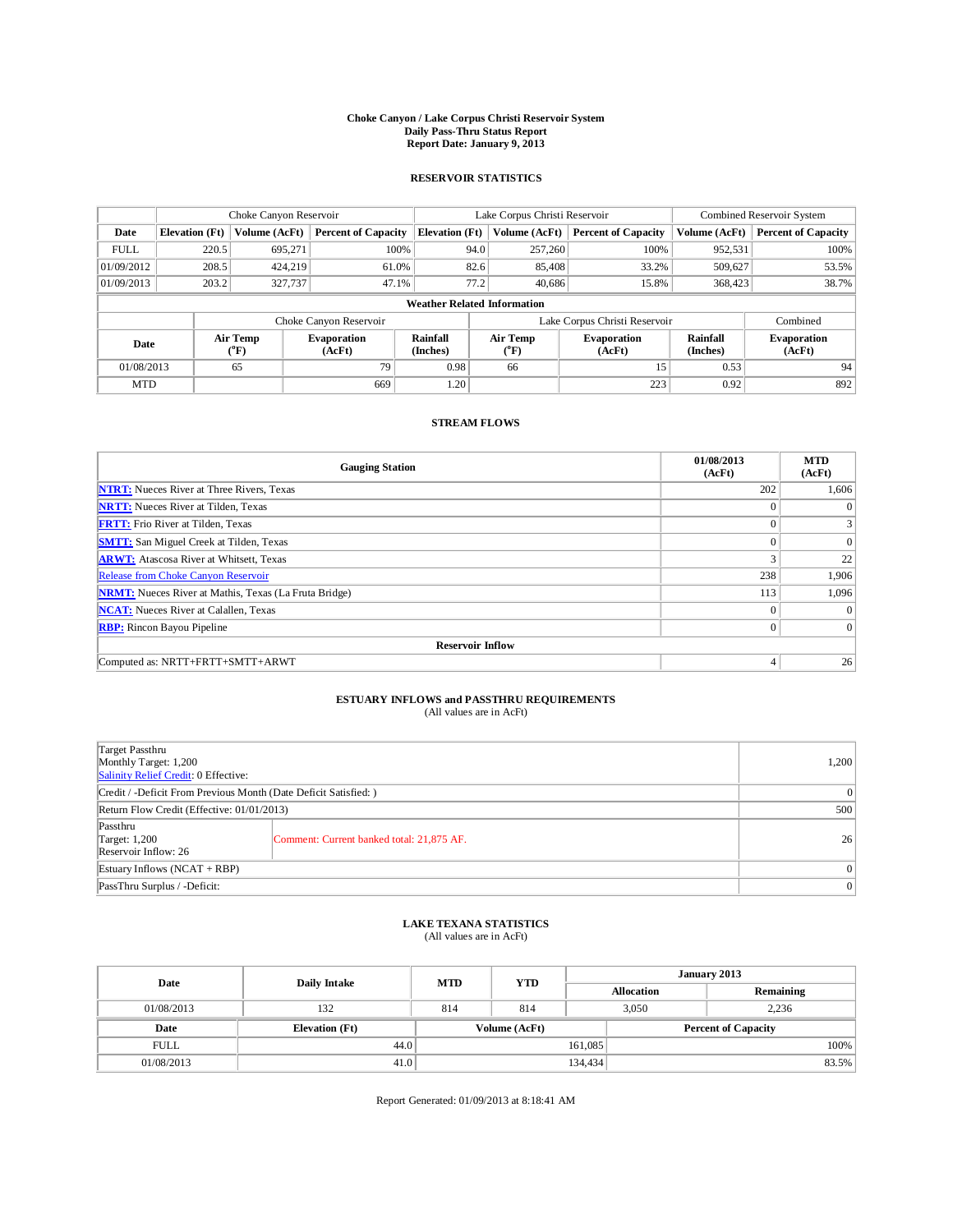# Choke Canyon / Lake Corpus Christi Reservoir System
## Daily Pass-Thru Status Report
### Report Date: January 9, 2013

## RESERVOIR STATISTICS

| | Choke Canyon Reservoir | | | Lake Corpus Christi Reservoir | | | Combined Reservoir System | |
|---|---|---|---|---|---|---|---|---|
| Date | Elevation (Ft) | Volume (AcFt) | Percent of Capacity | Elevation (Ft) | Volume (AcFt) | Percent of Capacity | Volume (AcFt) | Percent of Capacity |
| FULL | 220.5 | 695,271 | 100% | 94.0 | 257,260 | 100% | 952,531 | 100% |
| 01/09/2012 | 208.5 | 424,219 | 61.0% | 82.6 | 85,408 | 33.2% | 509,627 | 53.5% |
| 01/09/2013 | 203.2 | 327,737 | 47.1% | 77.2 | 40,686 | 15.8% | 368,423 | 38.7% |

**Weather Related Information**

| | Choke Canyon Reservoir | | | Lake Corpus Christi Reservoir | | | Combined |
|---|---|---|---|---|---|---|---|
| Date | Air Temp (°F) | Evaporation (AcFt) | Rainfall (Inches) | Air Temp (°F) | Evaporation (AcFt) | Rainfall (Inches) | Evaporation (AcFt) |
| 01/08/2013 | 65 | 79 | 0.98 | 66 | 15 | 0.53 | 94 |
| MTD | | 669 | 1.20 | | 223 | 0.92 | 892 |

## STREAM FLOWS

| Gauging Station | 01/08/2013 (AcFt) | MTD (AcFt) |
|---|---|---|
| NTRT: Nueces River at Three Rivers, Texas | 202 | 1,606 |
| NRTT: Nueces River at Tilden, Texas | 0 | 0 |
| FRTT: Frio River at Tilden, Texas | 0 | 3 |
| SMTT: San Miguel Creek at Tilden, Texas | 0 | 0 |
| ARWT: Atascosa River at Whitsett, Texas | 3 | 22 |
| Release from Choke Canyon Reservoir | 238 | 1,906 |
| NRMT: Nueces River at Mathis, Texas (La Fruta Bridge) | 113 | 1,096 |
| NCAT: Nueces River at Calallen, Texas | 0 | 0 |
| RBP: Rincon Bayou Pipeline | 0 | 0 |
| **Reservoir Inflow** | | |
| Computed as: NRTT+FRTT+SMTT+ARWT | 4 | 26 |

## ESTUARY INFLOWS and PASSTHRU REQUIREMENTS
(All values are in AcFt)

| | | |
|---|---|---|
| Target Passthru<br>Monthly Target: 1,200<br>Salinity Relief Credit: 0 Effective: | | 1,200 |
| Credit / -Deficit From Previous Month (Date Deficit Satisfied: ) | | 0 |
| Return Flow Credit (Effective: 01/01/2013) | | 500 |
| Passthru<br>Target: 1,200<br>Reservoir Inflow: 26 | Comment: Current banked total: 21,875 AF. | 26 |
| Estuary Inflows (NCAT + RBP) | | 0 |
| PassThru Surplus / -Deficit: | | 0 |

## LAKE TEXANA STATISTICS
(All values are in AcFt)

| Date | Daily Intake | MTD | YTD | January 2013 Allocation | January 2013 Remaining |
|---|---|---|---|---|---|
| 01/08/2013 | 132 | 814 | 814 | 3,050 | 2,236 |

| Date | Elevation (Ft) | Volume (AcFt) | Percent of Capacity |
|---|---|---|---|
| FULL | 44.0 | 161,085 | 100% |
| 01/08/2013 | 41.0 | 134,434 | 83.5% |

Report Generated: 01/09/2013 at 8:18:41 AM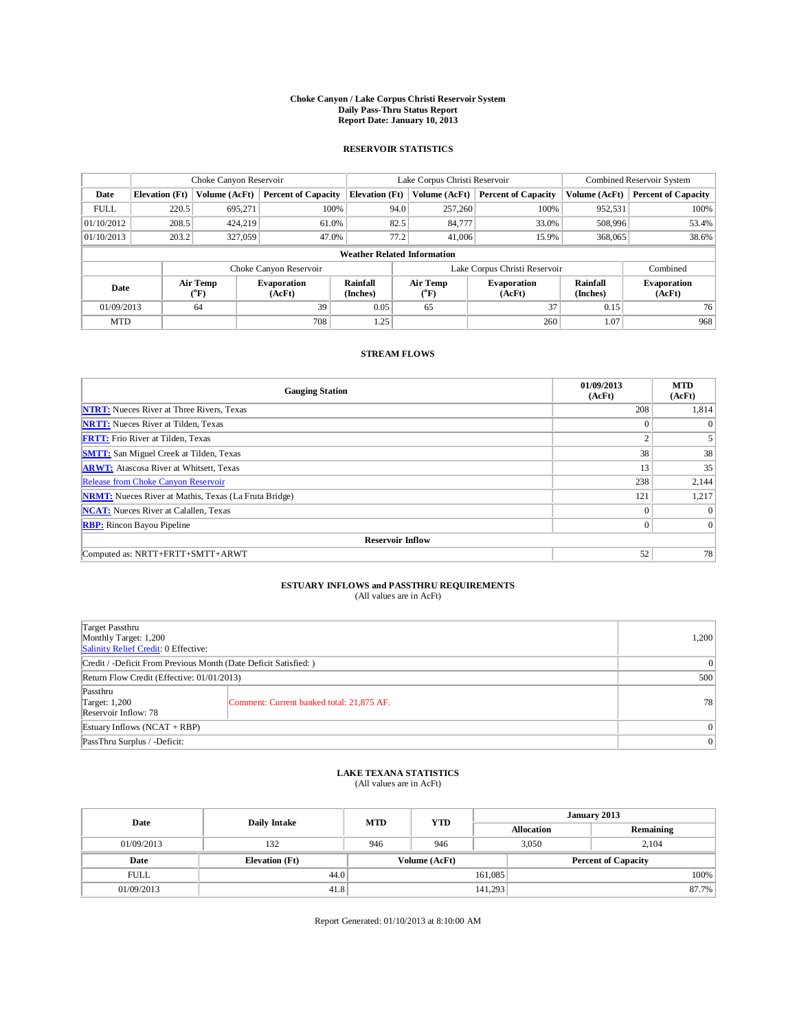# Choke Canyon / Lake Corpus Christi Reservoir System
## Daily Pass-Thru Status Report
## Report Date: January 10, 2013

### RESERVOIR STATISTICS

| | Choke Canyon Reservoir | | | Lake Corpus Christi Reservoir | | | Combined Reservoir System | |
|---|---|---|---|---|---|---|---|---|
| Date | Elevation (Ft) | Volume (AcFt) | Percent of Capacity | Elevation (Ft) | Volume (AcFt) | Percent of Capacity | Volume (AcFt) | Percent of Capacity |
| FULL | 220.5 | 695,271 | 100% | 94.0 | 257,260 | 100% | 952,531 | 100% |
| 01/10/2012 | 208.5 | 424,219 | 61.0% | 82.5 | 84,777 | 33.0% | 508,996 | 53.4% |
| 01/10/2013 | 203.2 | 327,059 | 47.0% | 77.2 | 41,006 | 15.9% | 368,065 | 38.6% |

**Weather Related Information**

| | Choke Canyon Reservoir | | | Lake Corpus Christi Reservoir | | | Combined |
|---|---|---|---|---|---|---|---|
| Date | Air Temp (°F) | Evaporation (AcFt) | Rainfall (Inches) | Air Temp (°F) | Evaporation (AcFt) | Rainfall (Inches) | Evaporation (AcFt) |
| 01/09/2013 | 64 | 39 | 0.05 | 65 | 37 | 0.15 | 76 |
| MTD | | 708 | 1.25 | | 260 | 1.07 | 968 |

### STREAM FLOWS

| Gauging Station | 01/09/2013 (AcFt) | MTD (AcFt) |
|---|---|---|
| NTRT: Nueces River at Three Rivers, Texas | 208 | 1,814 |
| NRTT: Nueces River at Tilden, Texas | 0 | 0 |
| FRTT: Frio River at Tilden, Texas | 2 | 5 |
| SMTT: San Miguel Creek at Tilden, Texas | 38 | 38 |
| ARWT: Atascosa River at Whitsett, Texas | 13 | 35 |
| Release from Choke Canyon Reservoir | 238 | 2,144 |
| NRMT: Nueces River at Mathis, Texas (La Fruta Bridge) | 121 | 1,217 |
| NCAT: Nueces River at Calallen, Texas | 0 | 0 |
| RBP: Rincon Bayou Pipeline | 0 | 0 |
| **Reservoir Inflow** | | |
| Computed as: NRTT+FRTT+SMTT+ARWT | 52 | 78 |

### ESTUARY INFLOWS and PASSTHRU REQUIREMENTS
(All values are in AcFt)

| | | |
|---|---|---|
| Target Passthru<br>Monthly Target: 1,200<br>Salinity Relief Credit: 0 Effective: | | 1,200 |
| Credit / -Deficit From Previous Month (Date Deficit Satisfied: ) | | 0 |
| Return Flow Credit (Effective: 01/01/2013) | | 500 |
| Passthru<br>Target: 1,200<br>Reservoir Inflow: 78 | Comment: Current banked total: 21,875 AF. | 78 |
| Estuary Inflows (NCAT + RBP) | | 0 |
| PassThru Surplus / -Deficit: | | 0 |

### LAKE TEXANA STATISTICS
(All values are in AcFt)

| Date | Daily Intake | MTD | YTD | January 2013 Allocation | January 2013 Remaining |
|---|---|---|---|---|---|
| 01/09/2013 | 132 | 946 | 946 | 3,050 | 2,104 |

| Date | Elevation (Ft) | Volume (AcFt) | Percent of Capacity |
|---|---|---|---|
| FULL | 44.0 | 161,085 | 100% |
| 01/09/2013 | 41.8 | 141,293 | 87.7% |

Report Generated: 01/10/2013 at 8:10:00 AM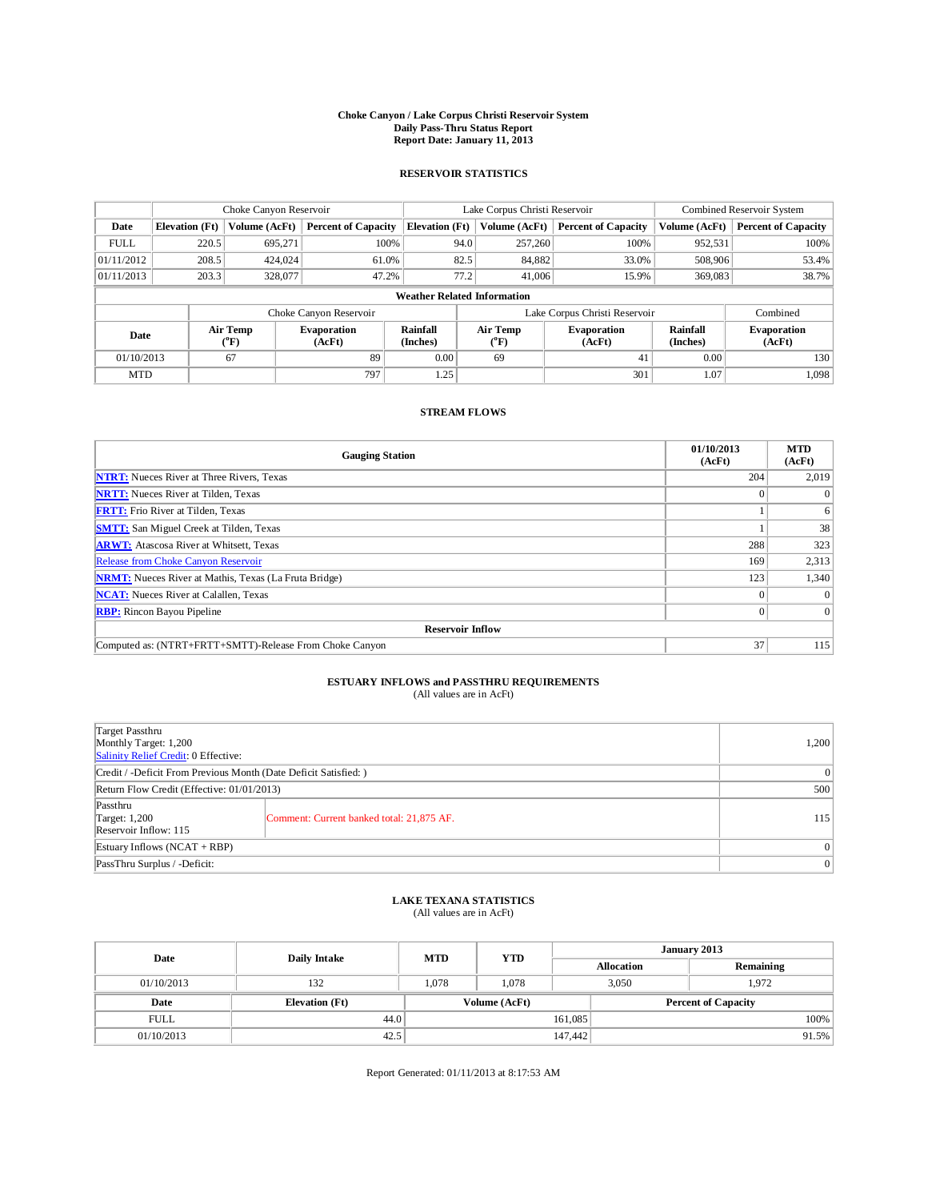# Choke Canyon / Lake Corpus Christi Reservoir System
## Daily Pass-Thru Status Report
### Report Date: January 11, 2013

## RESERVOIR STATISTICS

| | Choke Canyon Reservoir | | | Lake Corpus Christi Reservoir | | | Combined Reservoir System | |
|---|---|---|---|---|---|---|---|---|
| Date | Elevation (Ft) | Volume (AcFt) | Percent of Capacity | Elevation (Ft) | Volume (AcFt) | Percent of Capacity | Volume (AcFt) | Percent of Capacity |
| FULL | 220.5 | 695,271 | 100% | 94.0 | 257,260 | 100% | 952,531 | 100% |
| 01/11/2012 | 208.5 | 424,024 | 61.0% | 82.5 | 84,882 | 33.0% | 508,906 | 53.4% |
| 01/11/2013 | 203.3 | 328,077 | 47.2% | 77.2 | 41,006 | 15.9% | 369,083 | 38.7% |

**Weather Related Information**

| | Choke Canyon Reservoir | | | Lake Corpus Christi Reservoir | | | Combined |
|---|---|---|---|---|---|---|---|
| Date | Air Temp (°F) | Evaporation (AcFt) | Rainfall (Inches) | Air Temp (°F) | Evaporation (AcFt) | Rainfall (Inches) | Evaporation (AcFt) |
| 01/10/2013 | 67 | 89 | 0.00 | 69 | 41 | 0.00 | 130 |
| MTD | | 797 | 1.25 | | 301 | 1.07 | 1,098 |

## STREAM FLOWS

| Gauging Station | 01/10/2013 (AcFt) | MTD (AcFt) |
|---|---|---|
| NTRT: Nueces River at Three Rivers, Texas | 204 | 2,019 |
| NRTT: Nueces River at Tilden, Texas | 0 | 0 |
| FRTT: Frio River at Tilden, Texas | 1 | 6 |
| SMTT: San Miguel Creek at Tilden, Texas | 1 | 38 |
| ARWT: Atascosa River at Whitsett, Texas | 288 | 323 |
| Release from Choke Canyon Reservoir | 169 | 2,313 |
| NRMT: Nueces River at Mathis, Texas (La Fruta Bridge) | 123 | 1,340 |
| NCAT: Nueces River at Calallen, Texas | 0 | 0 |
| RBP: Rincon Bayou Pipeline | 0 | 0 |
| **Reservoir Inflow** | | |
| Computed as: (NTRT+FRTT+SMTT)-Release From Choke Canyon | 37 | 115 |

## ESTUARY INFLOWS and PASSTHRU REQUIREMENTS
(All values are in AcFt)

| | | |
|---|---|---|
| Target Passthru<br>Monthly Target: 1,200<br>Salinity Relief Credit: 0 Effective: | | 1,200 |
| Credit / -Deficit From Previous Month (Date Deficit Satisfied: ) | | 0 |
| Return Flow Credit (Effective: 01/01/2013) | | 500 |
| Passthru<br>Target: 1,200<br>Reservoir Inflow: 115 | Comment: Current banked total: 21,875 AF. | 115 |
| Estuary Inflows (NCAT + RBP) | | 0 |
| PassThru Surplus / -Deficit: | | 0 |

## LAKE TEXANA STATISTICS
(All values are in AcFt)

| Date | Daily Intake | MTD | YTD | January 2013 Allocation | January 2013 Remaining |
|---|---|---|---|---|---|
| 01/10/2013 | 132 | 1,078 | 1,078 | 3,050 | 1,972 |

| Date | Elevation (Ft) | Volume (AcFt) | Percent of Capacity |
|---|---|---|---|
| FULL | 44.0 | 161,085 | 100% |
| 01/10/2013 | 42.5 | 147,442 | 91.5% |

Report Generated: 01/11/2013 at 8:17:53 AM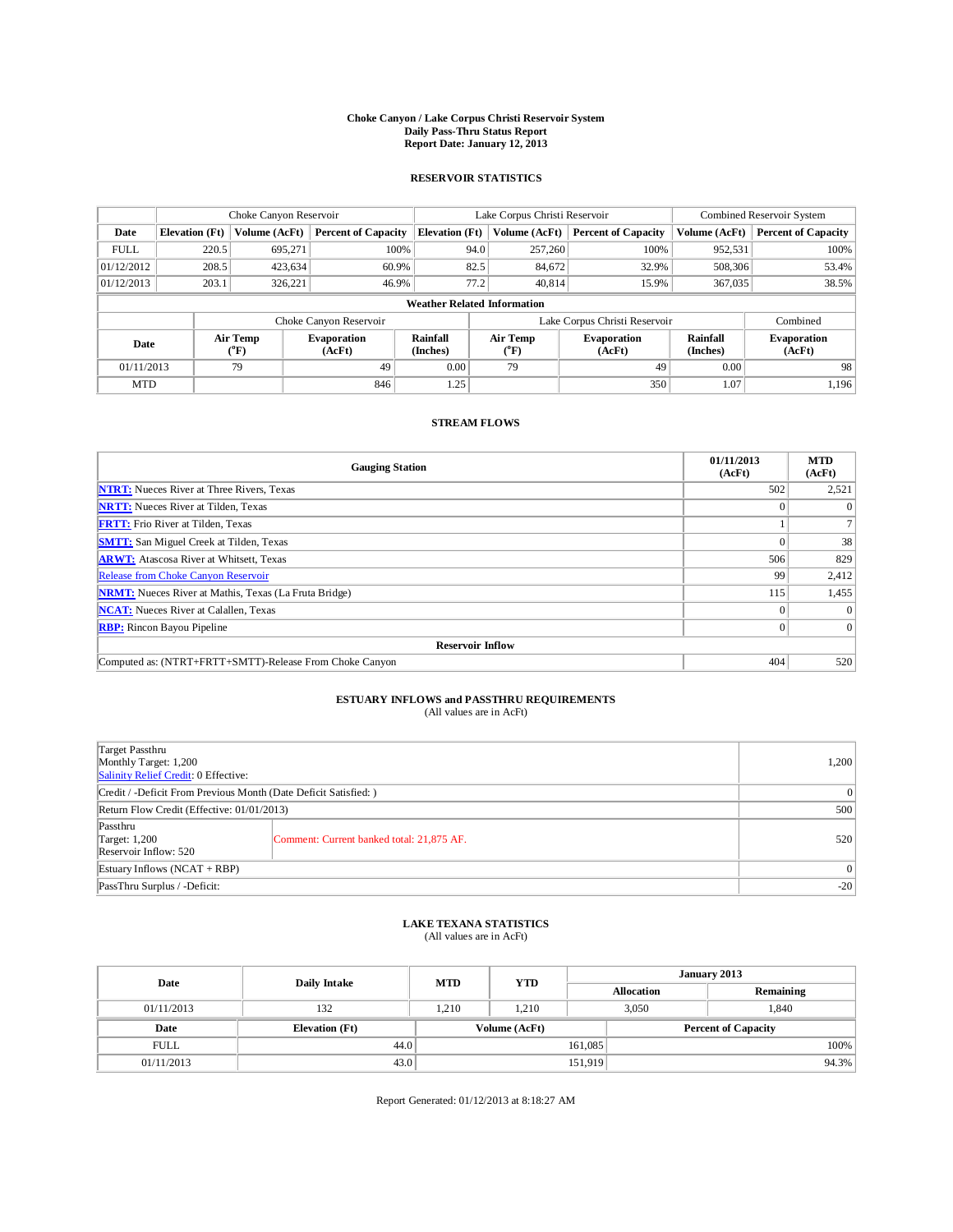# Choke Canyon / Lake Corpus Christi Reservoir System
## Daily Pass-Thru Status Report
### Report Date: January 12, 2013

## RESERVOIR STATISTICS

| | Choke Canyon Reservoir | | | Lake Corpus Christi Reservoir | | | Combined Reservoir System | |
|---|---|---|---|---|---|---|---|---|
| Date | Elevation (Ft) | Volume (AcFt) | Percent of Capacity | Elevation (Ft) | Volume (AcFt) | Percent of Capacity | Volume (AcFt) | Percent of Capacity |
| FULL | 220.5 | 695,271 | 100% | 94.0 | 257,260 | 100% | 952,531 | 100% |
| 01/12/2012 | 208.5 | 423,634 | 60.9% | 82.5 | 84,672 | 32.9% | 508,306 | 53.4% |
| 01/12/2013 | 203.1 | 326,221 | 46.9% | 77.2 | 40,814 | 15.9% | 367,035 | 38.5% |

**Weather Related Information**

| | Choke Canyon Reservoir | | | Lake Corpus Christi Reservoir | | | Combined |
|---|---|---|---|---|---|---|---|
| Date | Air Temp (°F) | Evaporation (AcFt) | Rainfall (Inches) | Air Temp (°F) | Evaporation (AcFt) | Rainfall (Inches) | Evaporation (AcFt) |
| 01/11/2013 | 79 | 49 | 0.00 | 79 | 49 | 0.00 | 98 |
| MTD | | 846 | 1.25 | | 350 | 1.07 | 1,196 |

## STREAM FLOWS

| Gauging Station | 01/11/2013 (AcFt) | MTD (AcFt) |
|---|---|---|
| NTRT: Nueces River at Three Rivers, Texas | 502 | 2,521 |
| NRTT: Nueces River at Tilden, Texas | 0 | 0 |
| FRTT: Frio River at Tilden, Texas | 1 | 7 |
| SMTT: San Miguel Creek at Tilden, Texas | 0 | 38 |
| ARWT: Atascosa River at Whitsett, Texas | 506 | 829 |
| Release from Choke Canyon Reservoir | 99 | 2,412 |
| NRMT: Nueces River at Mathis, Texas (La Fruta Bridge) | 115 | 1,455 |
| NCAT: Nueces River at Calallen, Texas | 0 | 0 |
| RBP: Rincon Bayou Pipeline | 0 | 0 |
| **Reservoir Inflow** | | |
| Computed as: (NTRT+FRTT+SMTT)-Release From Choke Canyon | 404 | 520 |

## ESTUARY INFLOWS and PASSTHRU REQUIREMENTS
(All values are in AcFt)

| | | |
|---|---|---|
| Target Passthru<br>Monthly Target: 1,200<br>Salinity Relief Credit: 0 Effective: | | 1,200 |
| Credit / -Deficit From Previous Month (Date Deficit Satisfied: ) | | 0 |
| Return Flow Credit (Effective: 01/01/2013) | | 500 |
| Passthru<br>Target: 1,200<br>Reservoir Inflow: 520 | Comment: Current banked total: 21,875 AF. | 520 |
| Estuary Inflows (NCAT + RBP) | | 0 |
| PassThru Surplus / -Deficit: | | -20 |

## LAKE TEXANA STATISTICS
(All values are in AcFt)

| Date | Daily Intake | MTD | YTD | January 2013 Allocation | January 2013 Remaining |
|---|---|---|---|---|---|
| 01/11/2013 | 132 | 1,210 | 1,210 | 3,050 | 1,840 |

| Date | Elevation (Ft) | Volume (AcFt) | Percent of Capacity |
|---|---|---|---|
| FULL | 44.0 | 161,085 | 100% |
| 01/11/2013 | 43.0 | 151,919 | 94.3% |

Report Generated: 01/12/2013 at 8:18:27 AM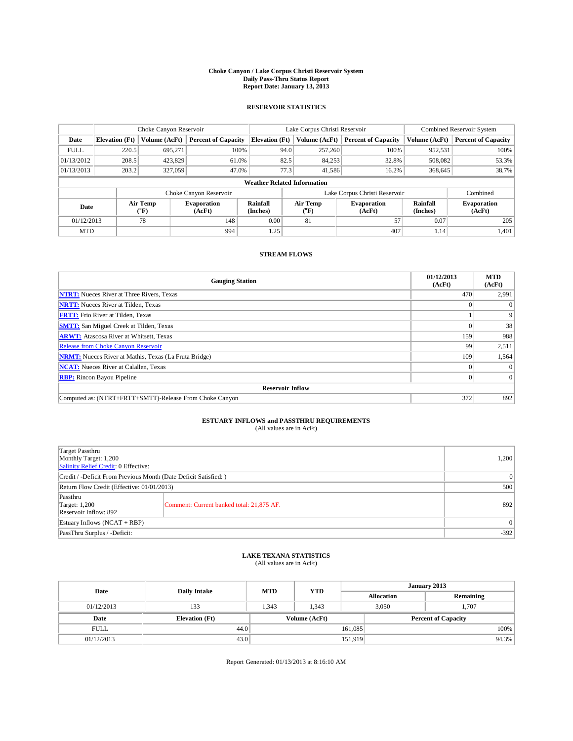# Choke Canyon / Lake Corpus Christi Reservoir System
## Daily Pass-Thru Status Report
### Report Date: January 13, 2013

## RESERVOIR STATISTICS

| | Choke Canyon Reservoir | | | Lake Corpus Christi Reservoir | | | Combined Reservoir System | |
|---|---|---|---|---|---|---|---|---|
| Date | Elevation (Ft) | Volume (AcFt) | Percent of Capacity | Elevation (Ft) | Volume (AcFt) | Percent of Capacity | Volume (AcFt) | Percent of Capacity |
| FULL | 220.5 | 695,271 | 100% | 94.0 | 257,260 | 100% | 952,531 | 100% |
| 01/13/2012 | 208.5 | 423,829 | 61.0% | 82.5 | 84,253 | 32.8% | 508,082 | 53.3% |
| 01/13/2013 | 203.2 | 327,059 | 47.0% | 77.3 | 41,586 | 16.2% | 368,645 | 38.7% |

**Weather Related Information**

| | Choke Canyon Reservoir | | | Lake Corpus Christi Reservoir | | | Combined |
|---|---|---|---|---|---|---|---|
| Date | Air Temp (°F) | Evaporation (AcFt) | Rainfall (Inches) | Air Temp (°F) | Evaporation (AcFt) | Rainfall (Inches) | Evaporation (AcFt) |
| 01/12/2013 | 78 | 148 | 0.00 | 81 | 57 | 0.07 | 205 |
| MTD | | 994 | 1.25 | | 407 | 1.14 | 1,401 |

## STREAM FLOWS

| Gauging Station | 01/12/2013 (AcFt) | MTD (AcFt) |
|---|---|---|
| NTRT: Nueces River at Three Rivers, Texas | 470 | 2,991 |
| NRTT: Nueces River at Tilden, Texas | 0 | 0 |
| FRTT: Frio River at Tilden, Texas | 1 | 9 |
| SMTT: San Miguel Creek at Tilden, Texas | 0 | 38 |
| ARWT: Atascosa River at Whitsett, Texas | 159 | 988 |
| Release from Choke Canyon Reservoir | 99 | 2,511 |
| NRMT: Nueces River at Mathis, Texas (La Fruta Bridge) | 109 | 1,564 |
| NCAT: Nueces River at Calallen, Texas | 0 | 0 |
| RBP: Rincon Bayou Pipeline | 0 | 0 |
| **Reservoir Inflow** | | |
| Computed as: (NTRT+FRTT+SMTT)-Release From Choke Canyon | 372 | 892 |

## ESTUARY INFLOWS and PASSTHRU REQUIREMENTS
(All values are in AcFt)

| | | |
|---|---|---|
| Target Passthru<br>Monthly Target: 1,200<br>Salinity Relief Credit: 0 Effective: | | 1,200 |
| Credit / -Deficit From Previous Month (Date Deficit Satisfied: ) | | 0 |
| Return Flow Credit (Effective: 01/01/2013) | | 500 |
| Passthru<br>Target: 1,200<br>Reservoir Inflow: 892 | Comment: Current banked total: 21,875 AF. | 892 |
| Estuary Inflows (NCAT + RBP) | | 0 |
| PassThru Surplus / -Deficit: | | -392 |

## LAKE TEXANA STATISTICS
(All values are in AcFt)

| Date | Daily Intake | MTD | YTD | January 2013 Allocation | Remaining |
|---|---|---|---|---|---|
| 01/12/2013 | 133 | 1,343 | 1,343 | 3,050 | 1,707 |

| Date | Elevation (Ft) | Volume (AcFt) | Percent of Capacity |
|---|---|---|---|
| FULL | 44.0 | 161,085 | 100% |
| 01/12/2013 | 43.0 | 151,919 | 94.3% |

Report Generated: 01/13/2013 at 8:16:10 AM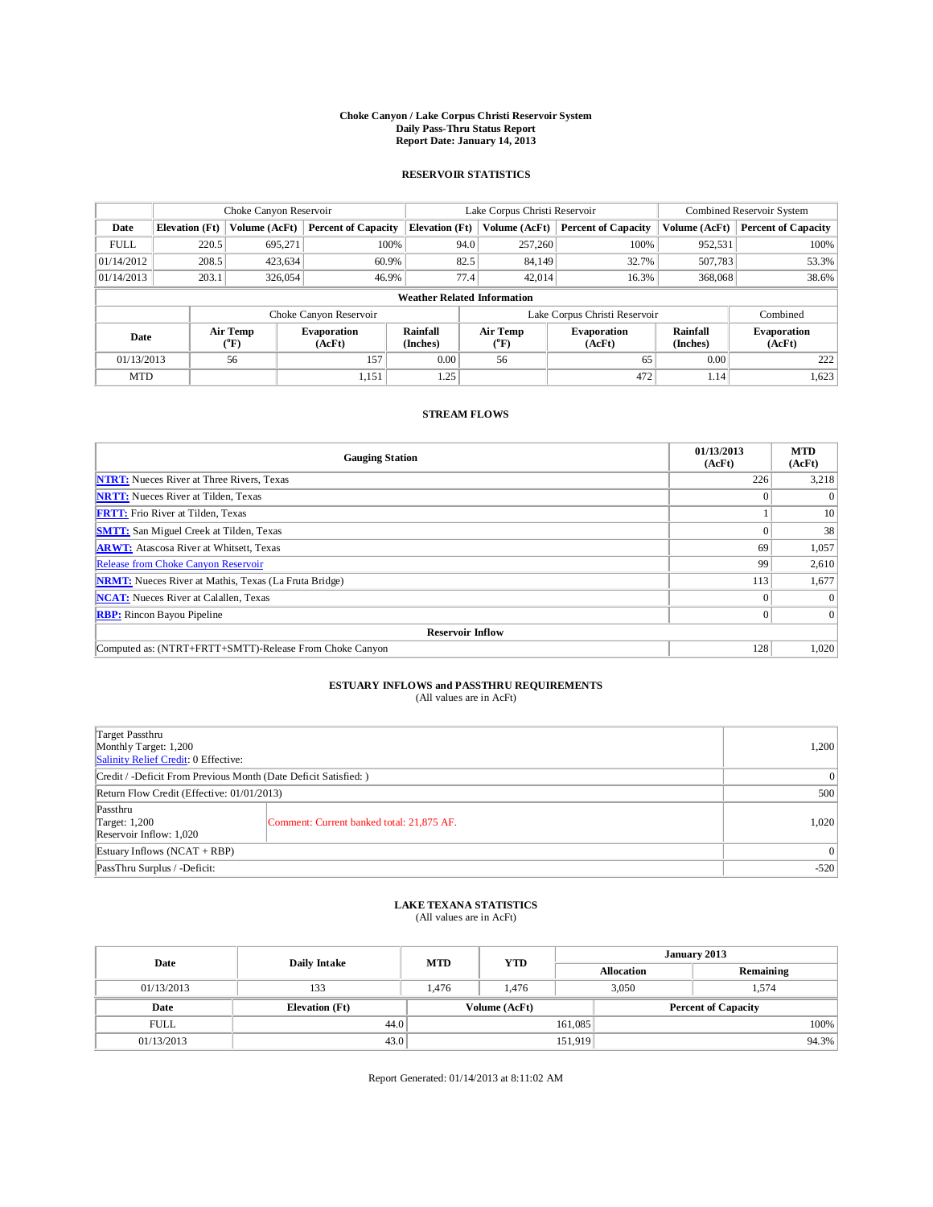# Choke Canyon / Lake Corpus Christi Reservoir System
## Daily Pass-Thru Status Report
## Report Date: January 14, 2013

### RESERVOIR STATISTICS

| | Choke Canyon Reservoir | | | Lake Corpus Christi Reservoir | | | Combined Reservoir System | |
|---|---|---|---|---|---|---|---|---|
| Date | Elevation (Ft) | Volume (AcFt) | Percent of Capacity | Elevation (Ft) | Volume (AcFt) | Percent of Capacity | Volume (AcFt) | Percent of Capacity |
| FULL | 220.5 | 695,271 | 100% | 94.0 | 257,260 | 100% | 952,531 | 100% |
| 01/14/2012 | 208.5 | 423,634 | 60.9% | 82.5 | 84,149 | 32.7% | 507,783 | 53.3% |
| 01/14/2013 | 203.1 | 326,054 | 46.9% | 77.4 | 42,014 | 16.3% | 368,068 | 38.6% |

**Weather Related Information**

| | Choke Canyon Reservoir | | | Lake Corpus Christi Reservoir | | | Combined |
|---|---|---|---|---|---|---|---|
| Date | Air Temp (°F) | Evaporation (AcFt) | Rainfall (Inches) | Air Temp (°F) | Evaporation (AcFt) | Rainfall (Inches) | Evaporation (AcFt) |
| 01/13/2013 | 56 | 157 | 0.00 | 56 | 65 | 0.00 | 222 |
| MTD | | 1,151 | 1.25 | | 472 | 1.14 | 1,623 |

### STREAM FLOWS

| Gauging Station | 01/13/2013 (AcFt) | MTD (AcFt) |
|---|---|---|
| NTRT: Nueces River at Three Rivers, Texas | 226 | 3,218 |
| NRTT: Nueces River at Tilden, Texas | 0 | 0 |
| FRTT: Frio River at Tilden, Texas | 1 | 10 |
| SMTT: San Miguel Creek at Tilden, Texas | 0 | 38 |
| ARWT: Atascosa River at Whitsett, Texas | 69 | 1,057 |
| Release from Choke Canyon Reservoir | 99 | 2,610 |
| NRMT: Nueces River at Mathis, Texas (La Fruta Bridge) | 113 | 1,677 |
| NCAT: Nueces River at Calallen, Texas | 0 | 0 |
| RBP: Rincon Bayou Pipeline | 0 | 0 |
| **Reservoir Inflow** | | |
| Computed as: (NTRT+FRTT+SMTT)-Release From Choke Canyon | 128 | 1,020 |

### ESTUARY INFLOWS and PASSTHRU REQUIREMENTS
(All values are in AcFt)

| | | |
|---|---|---|
| Target Passthru<br>Monthly Target: 1,200<br>Salinity Relief Credit: 0 Effective: | | 1,200 |
| Credit / -Deficit From Previous Month (Date Deficit Satisfied: ) | | 0 |
| Return Flow Credit (Effective: 01/01/2013) | | 500 |
| Passthru<br>Target: 1,200<br>Reservoir Inflow: 1,020 | Comment: Current banked total: 21,875 AF. | 1,020 |
| Estuary Inflows (NCAT + RBP) | | 0 |
| PassThru Surplus / -Deficit: | | -520 |

### LAKE TEXANA STATISTICS
(All values are in AcFt)

| Date | Daily Intake | MTD | YTD | January 2013 Allocation | January 2013 Remaining |
|---|---|---|---|---|---|
| 01/13/2013 | 133 | 1,476 | 1,476 | 3,050 | 1,574 |

| Date | Elevation (Ft) | Volume (AcFt) | Percent of Capacity |
|---|---|---|---|
| FULL | 44.0 | 161,085 | 100% |
| 01/13/2013 | 43.0 | 151,919 | 94.3% |

Report Generated: 01/14/2013 at 8:11:02 AM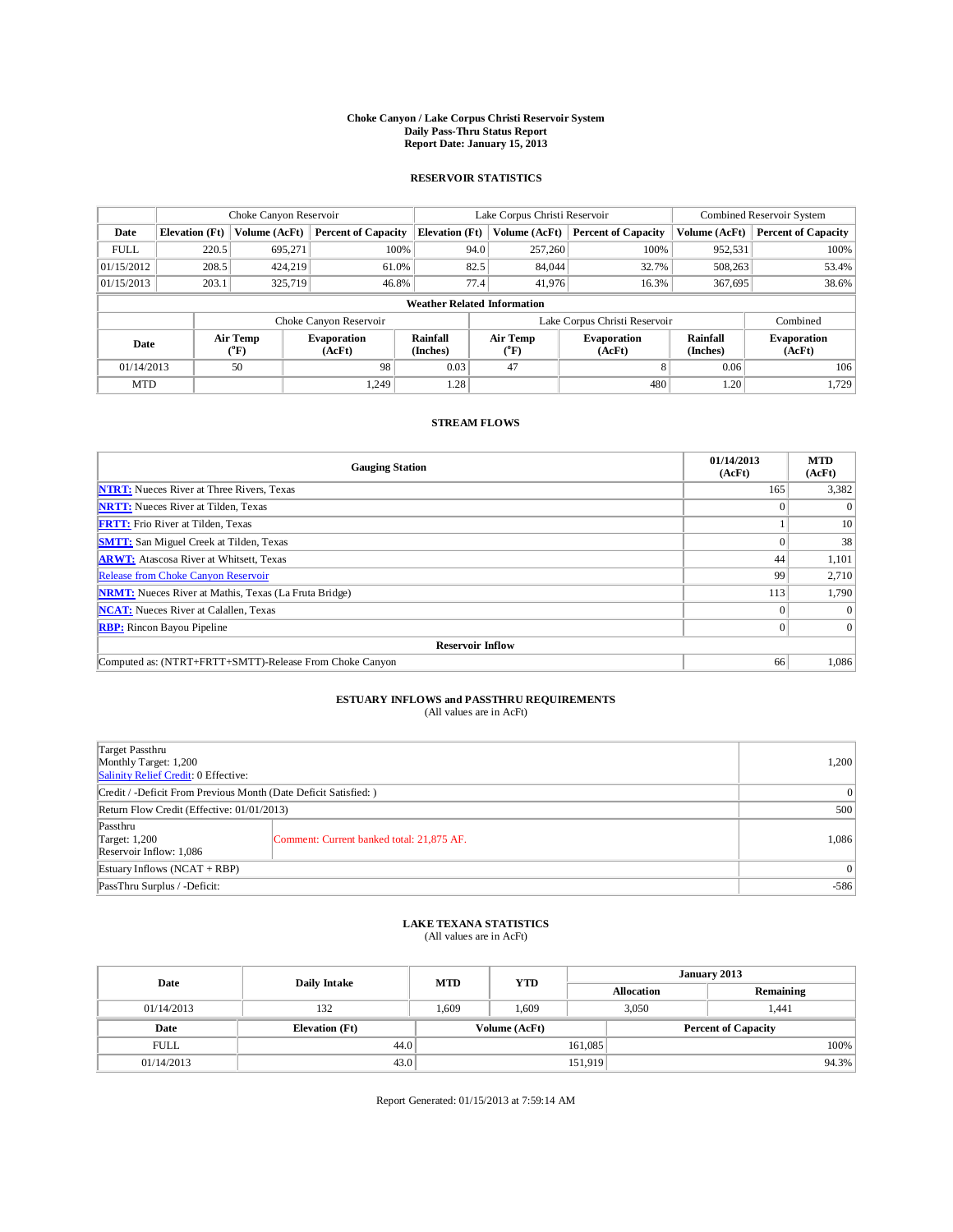**Choke Canyon / Lake Corpus Christi Reservoir System**
**Daily Pass-Thru Status Report**
**Report Date: January 15, 2013**

### RESERVOIR STATISTICS

| | Choke Canyon Reservoir | | | Lake Corpus Christi Reservoir | | | Combined Reservoir System | |
|---|---|---|---|---|---|---|---|---|
| **Date** | **Elevation (Ft)** | **Volume (AcFt)** | **Percent of Capacity** | **Elevation (Ft)** | **Volume (AcFt)** | **Percent of Capacity** | **Volume (AcFt)** | **Percent of Capacity** |
| FULL | 220.5 | 695,271 | 100% | 94.0 | 257,260 | 100% | 952,531 | 100% |
| 01/15/2012 | 208.5 | 424,219 | 61.0% | 82.5 | 84,044 | 32.7% | 508,263 | 53.4% |
| 01/15/2013 | 203.1 | 325,719 | 46.8% | 77.4 | 41,976 | 16.3% | 367,695 | 38.6% |

**Weather Related Information**

| | Choke Canyon Reservoir | | | Lake Corpus Christi Reservoir | | | Combined |
|---|---|---|---|---|---|---|---|
| **Date** | **Air Temp (°F)** | **Evaporation (AcFt)** | **Rainfall (Inches)** | **Air Temp (°F)** | **Evaporation (AcFt)** | **Rainfall (Inches)** | **Evaporation (AcFt)** |
| 01/14/2013 | 50 | 98 | 0.03 | 47 | 8 | 0.06 | 106 |
| MTD | | 1,249 | 1.28 | | 480 | 1.20 | 1,729 |

### STREAM FLOWS

| Gauging Station | 01/14/2013 (AcFt) | MTD (AcFt) |
|---|---|---|
| NTRT: Nueces River at Three Rivers, Texas | 165 | 3,382 |
| NRTT: Nueces River at Tilden, Texas | 0 | 0 |
| FRTT: Frio River at Tilden, Texas | 1 | 10 |
| SMTT: San Miguel Creek at Tilden, Texas | 0 | 38 |
| ARWT: Atascosa River at Whitsett, Texas | 44 | 1,101 |
| Release from Choke Canyon Reservoir | 99 | 2,710 |
| NRMT: Nueces River at Mathis, Texas (La Fruta Bridge) | 113 | 1,790 |
| NCAT: Nueces River at Calallen, Texas | 0 | 0 |
| RBP: Rincon Bayou Pipeline | 0 | 0 |
| **Reservoir Inflow** | | |
| Computed as: (NTRT+FRTT+SMTT)-Release From Choke Canyon | 66 | 1,086 |

### ESTUARY INFLOWS and PASSTHRU REQUIREMENTS
(All values are in AcFt)

| | | |
|---|---|---|
| Target Passthru<br>Monthly Target: 1,200<br>Salinity Relief Credit: 0 Effective: | | 1,200 |
| Credit / -Deficit From Previous Month (Date Deficit Satisfied: ) | | 0 |
| Return Flow Credit (Effective: 01/01/2013) | | 500 |
| Passthru<br>Target: 1,200<br>Reservoir Inflow: 1,086 | Comment: Current banked total: 21,875 AF. | 1,086 |
| Estuary Inflows (NCAT + RBP) | | 0 |
| PassThru Surplus / -Deficit: | | -586 |

### LAKE TEXANA STATISTICS
(All values are in AcFt)

| Date | Daily Intake | MTD | YTD | January 2013 Allocation | January 2013 Remaining |
|---|---|---|---|---|---|
| 01/14/2013 | 132 | 1,609 | 1,609 | 3,050 | 1,441 |

| Date | Elevation (Ft) | Volume (AcFt) | Percent of Capacity |
|---|---|---|---|
| FULL | 44.0 | 161,085 | 100% |
| 01/14/2013 | 43.0 | 151,919 | 94.3% |

Report Generated: 01/15/2013 at 7:59:14 AM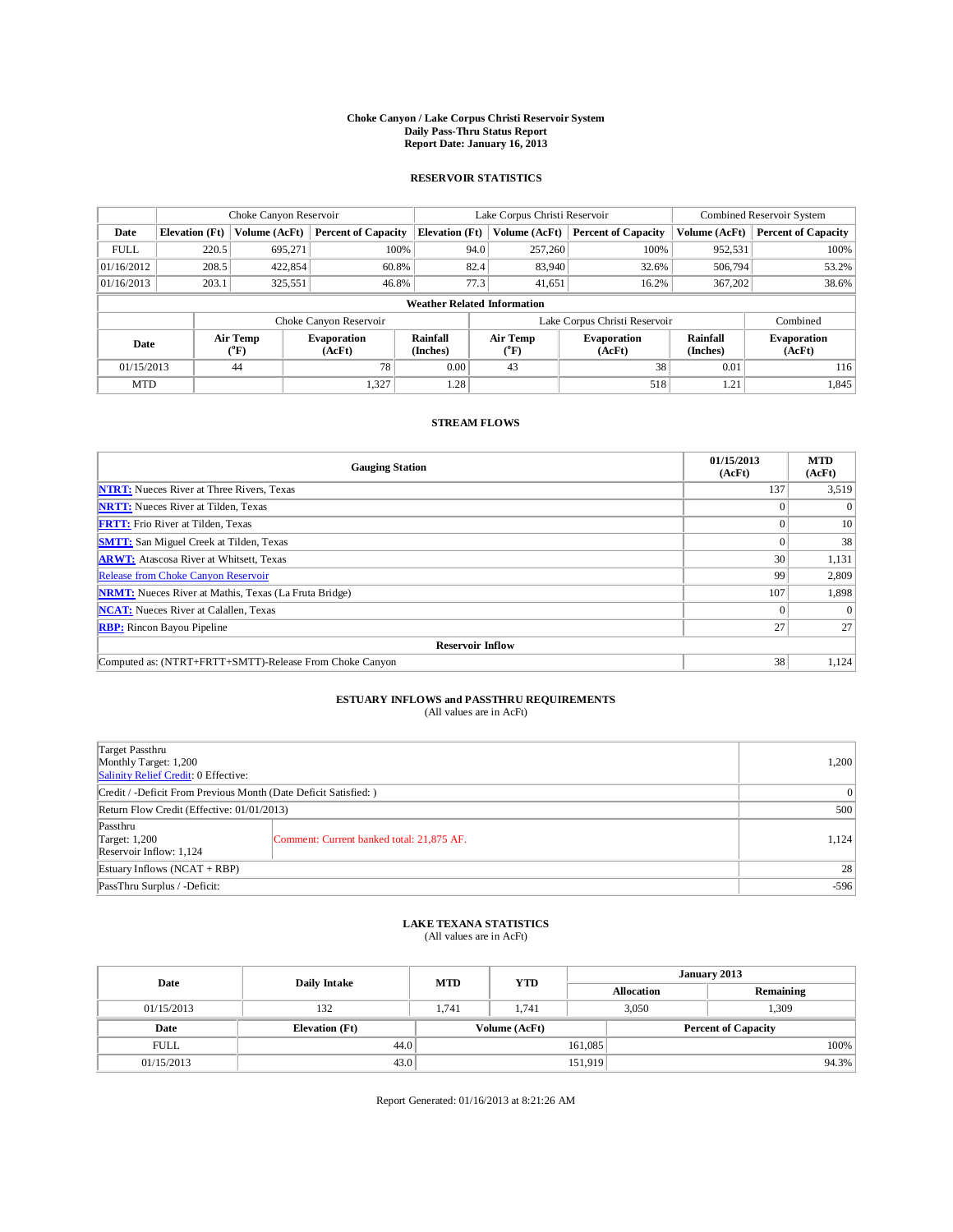# Choke Canyon / Lake Corpus Christi Reservoir System
## Daily Pass-Thru Status Report
## Report Date: January 16, 2013

### RESERVOIR STATISTICS

| | Choke Canyon Reservoir | | | Lake Corpus Christi Reservoir | | | Combined Reservoir System | |
|---|---|---|---|---|---|---|---|---|
| Date | Elevation (Ft) | Volume (AcFt) | Percent of Capacity | Elevation (Ft) | Volume (AcFt) | Percent of Capacity | Volume (AcFt) | Percent of Capacity |
| FULL | 220.5 | 695,271 | 100% | 94.0 | 257,260 | 100% | 952,531 | 100% |
| 01/16/2012 | 208.5 | 422,854 | 60.8% | 82.4 | 83,940 | 32.6% | 506,794 | 53.2% |
| 01/16/2013 | 203.1 | 325,551 | 46.8% | 77.3 | 41,651 | 16.2% | 367,202 | 38.6% |

**Weather Related Information**

| | Choke Canyon Reservoir | | | Lake Corpus Christi Reservoir | | | Combined |
|---|---|---|---|---|---|---|---|
| Date | Air Temp (°F) | Evaporation (AcFt) | Rainfall (Inches) | Air Temp (°F) | Evaporation (AcFt) | Rainfall (Inches) | Evaporation (AcFt) |
| 01/15/2013 | 44 | 78 | 0.00 | 43 | 38 | 0.01 | 116 |
| MTD | | 1,327 | 1.28 | | 518 | 1.21 | 1,845 |

### STREAM FLOWS

| Gauging Station | 01/15/2013 (AcFt) | MTD (AcFt) |
|---|---|---|
| NTRT: Nueces River at Three Rivers, Texas | 137 | 3,519 |
| NRTT: Nueces River at Tilden, Texas | 0 | 0 |
| FRTT: Frio River at Tilden, Texas | 0 | 10 |
| SMTT: San Miguel Creek at Tilden, Texas | 0 | 38 |
| ARWT: Atascosa River at Whitsett, Texas | 30 | 1,131 |
| Release from Choke Canyon Reservoir | 99 | 2,809 |
| NRMT: Nueces River at Mathis, Texas (La Fruta Bridge) | 107 | 1,898 |
| NCAT: Nueces River at Calallen, Texas | 0 | 0 |
| RBP: Rincon Bayou Pipeline | 27 | 27 |
| **Reservoir Inflow** | | |
| Computed as: (NTRT+FRTT+SMTT)-Release From Choke Canyon | 38 | 1,124 |

### ESTUARY INFLOWS and PASSTHRU REQUIREMENTS
(All values are in AcFt)

| | | |
|---|---|---|
| Target Passthru<br>Monthly Target: 1,200<br>Salinity Relief Credit: 0 Effective: | | 1,200 |
| Credit / -Deficit From Previous Month (Date Deficit Satisfied: ) | | 0 |
| Return Flow Credit (Effective: 01/01/2013) | | 500 |
| Passthru<br>Target: 1,200<br>Reservoir Inflow: 1,124 | Comment: Current banked total: 21,875 AF. | 1,124 |
| Estuary Inflows (NCAT + RBP) | | 28 |
| PassThru Surplus / -Deficit: | | -596 |

### LAKE TEXANA STATISTICS
(All values are in AcFt)

| Date | Daily Intake | MTD | YTD | January 2013 Allocation | January 2013 Remaining |
|---|---|---|---|---|---|
| 01/15/2013 | 132 | 1,741 | 1,741 | 3,050 | 1,309 |

| Date | Elevation (Ft) | Volume (AcFt) | Percent of Capacity |
|---|---|---|---|
| FULL | 44.0 | 161,085 | 100% |
| 01/15/2013 | 43.0 | 151,919 | 94.3% |

Report Generated: 01/16/2013 at 8:21:26 AM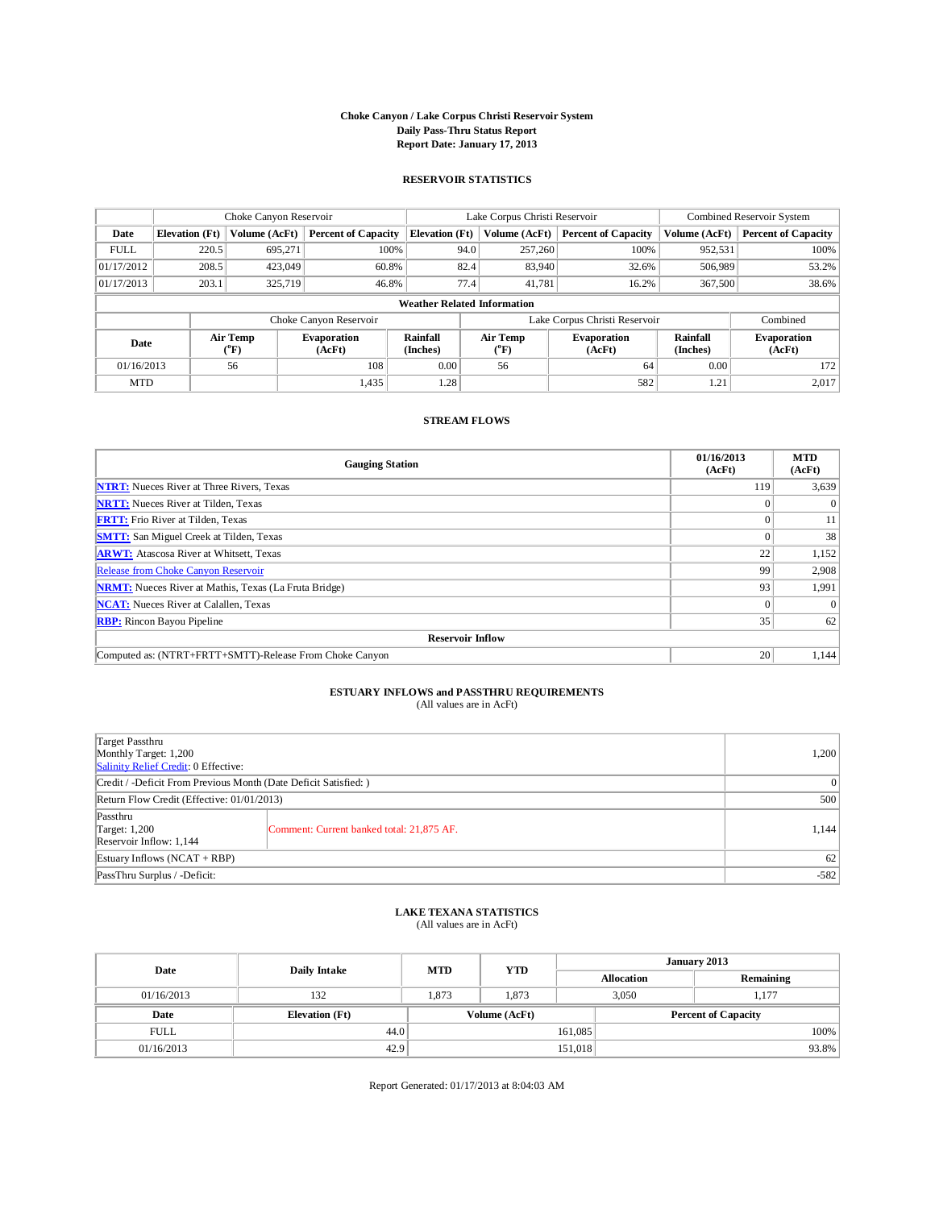# Choke Canyon / Lake Corpus Christi Reservoir System
## Daily Pass-Thru Status Report
## Report Date: January 17, 2013

### RESERVOIR STATISTICS

| | Choke Canyon Reservoir | | | Lake Corpus Christi Reservoir | | | Combined Reservoir System | |
|---|---|---|---|---|---|---|---|---|
| Date | Elevation (Ft) | Volume (AcFt) | Percent of Capacity | Elevation (Ft) | Volume (AcFt) | Percent of Capacity | Volume (AcFt) | Percent of Capacity |
| FULL | 220.5 | 695,271 | 100% | 94.0 | 257,260 | 100% | 952,531 | 100% |
| 01/17/2012 | 208.5 | 423,049 | 60.8% | 82.4 | 83,940 | 32.6% | 506,989 | 53.2% |
| 01/17/2013 | 203.1 | 325,719 | 46.8% | 77.4 | 41,781 | 16.2% | 367,500 | 38.6% |

**Weather Related Information**

| | Choke Canyon Reservoir | | | Lake Corpus Christi Reservoir | | | Combined |
|---|---|---|---|---|---|---|---|
| Date | Air Temp (°F) | Evaporation (AcFt) | Rainfall (Inches) | Air Temp (°F) | Evaporation (AcFt) | Rainfall (Inches) | Evaporation (AcFt) |
| 01/16/2013 | 56 | 108 | 0.00 | 56 | 64 | 0.00 | 172 |
| MTD | | 1,435 | 1.28 | | 582 | 1.21 | 2,017 |

### STREAM FLOWS

| Gauging Station | 01/16/2013 (AcFt) | MTD (AcFt) |
|---|---|---|
| NTRT: Nueces River at Three Rivers, Texas | 119 | 3,639 |
| NRTT: Nueces River at Tilden, Texas | 0 | 0 |
| FRTT: Frio River at Tilden, Texas | 0 | 11 |
| SMTT: San Miguel Creek at Tilden, Texas | 0 | 38 |
| ARWT: Atascosa River at Whitsett, Texas | 22 | 1,152 |
| Release from Choke Canyon Reservoir | 99 | 2,908 |
| NRMT: Nueces River at Mathis, Texas (La Fruta Bridge) | 93 | 1,991 |
| NCAT: Nueces River at Calallen, Texas | 0 | 0 |
| RBP: Rincon Bayou Pipeline | 35 | 62 |
| **Reservoir Inflow** | | |
| Computed as: (NTRT+FRTT+SMTT)-Release From Choke Canyon | 20 | 1,144 |

### ESTUARY INFLOWS and PASSTHRU REQUIREMENTS
(All values are in AcFt)

| | | |
|---|---|---|
| Target Passthru<br>Monthly Target: 1,200<br>Salinity Relief Credit: 0 Effective: | | 1,200 |
| Credit / -Deficit From Previous Month (Date Deficit Satisfied: ) | | 0 |
| Return Flow Credit (Effective: 01/01/2013) | | 500 |
| Passthru<br>Target: 1,200<br>Reservoir Inflow: 1,144 | Comment: Current banked total: 21,875 AF. | 1,144 |
| Estuary Inflows (NCAT + RBP) | | 62 |
| PassThru Surplus / -Deficit: | | -582 |

### LAKE TEXANA STATISTICS
(All values are in AcFt)

| Date | Daily Intake | MTD | YTD | January 2013 Allocation | January 2013 Remaining |
|---|---|---|---|---|---|
| 01/16/2013 | 132 | 1,873 | 1,873 | 3,050 | 1,177 |

| Date | Elevation (Ft) | Volume (AcFt) | Percent of Capacity |
|---|---|---|---|
| FULL | 44.0 | 161,085 | 100% |
| 01/16/2013 | 42.9 | 151,018 | 93.8% |

Report Generated: 01/17/2013 at 8:04:03 AM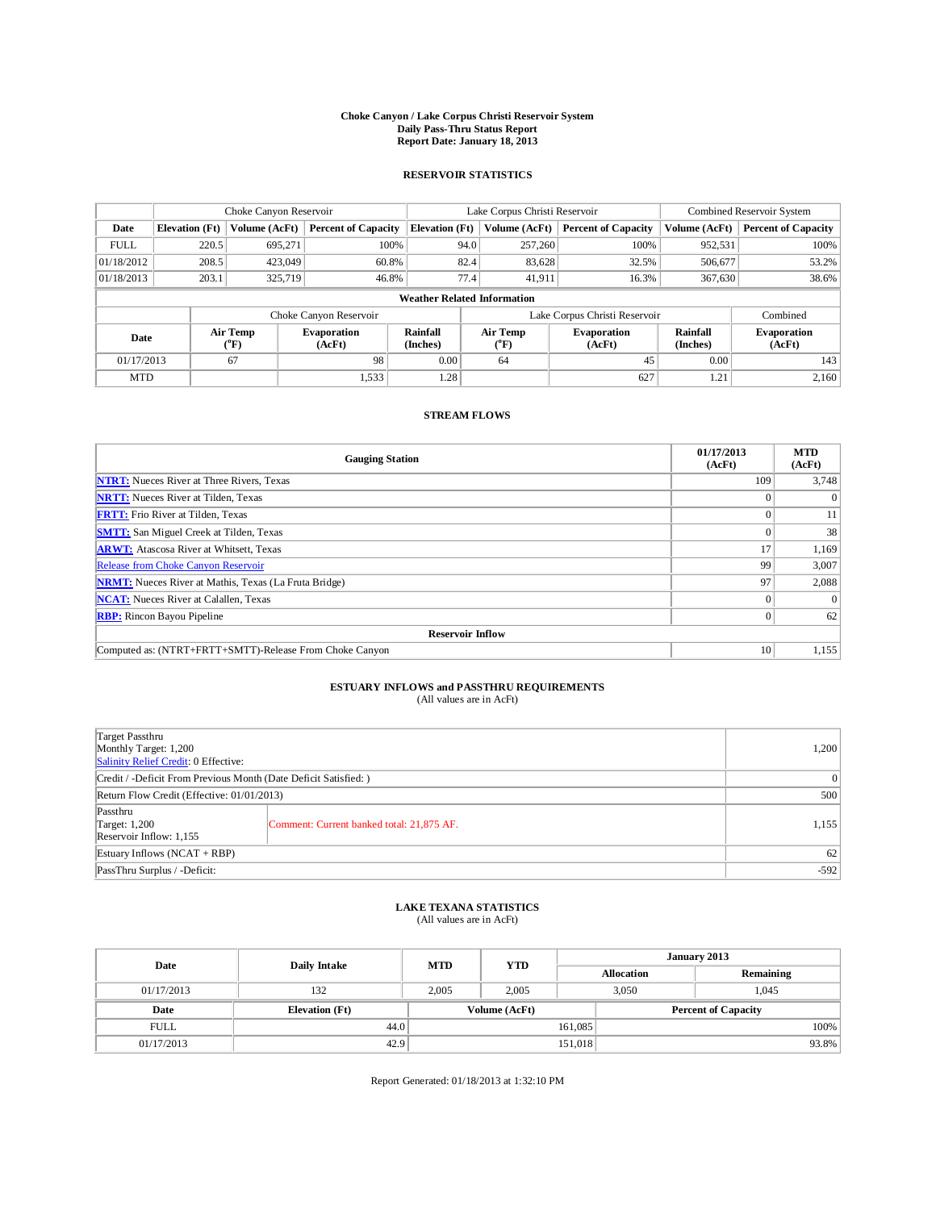**Choke Canyon / Lake Corpus Christi Reservoir System**
**Daily Pass-Thru Status Report**
**Report Date: January 18, 2013**

## RESERVOIR STATISTICS

| | Choke Canyon Reservoir | | | Lake Corpus Christi Reservoir | | | Combined Reservoir System | |
|---|---|---|---|---|---|---|---|---|
| **Date** | **Elevation (Ft)** | **Volume (AcFt)** | **Percent of Capacity** | **Elevation (Ft)** | **Volume (AcFt)** | **Percent of Capacity** | **Volume (AcFt)** | **Percent of Capacity** |
| FULL | 220.5 | 695,271 | 100% | 94.0 | 257,260 | 100% | 952,531 | 100% |
| 01/18/2012 | 208.5 | 423,049 | 60.8% | 82.4 | 83,628 | 32.5% | 506,677 | 53.2% |
| 01/18/2013 | 203.1 | 325,719 | 46.8% | 77.4 | 41,911 | 16.3% | 367,630 | 38.6% |

**Weather Related Information**

| | Choke Canyon Reservoir | | | Lake Corpus Christi Reservoir | | | Combined |
|---|---|---|---|---|---|---|---|
| **Date** | **Air Temp (°F)** | **Evaporation (AcFt)** | **Rainfall (Inches)** | **Air Temp (°F)** | **Evaporation (AcFt)** | **Rainfall (Inches)** | **Evaporation (AcFt)** |
| 01/17/2013 | 67 | 98 | 0.00 | 64 | 45 | 0.00 | 143 |
| MTD | | 1,533 | 1.28 | | 627 | 1.21 | 2,160 |

## STREAM FLOWS

| Gauging Station | 01/17/2013 (AcFt) | MTD (AcFt) |
|---|---|---|
| **NTRT:** Nueces River at Three Rivers, Texas | 109 | 3,748 |
| **NRTT:** Nueces River at Tilden, Texas | 0 | 0 |
| **FRTT:** Frio River at Tilden, Texas | 0 | 11 |
| **SMTT:** San Miguel Creek at Tilden, Texas | 0 | 38 |
| **ARWT:** Atascosa River at Whitsett, Texas | 17 | 1,169 |
| Release from Choke Canyon Reservoir | 99 | 3,007 |
| **NRMT:** Nueces River at Mathis, Texas (La Fruta Bridge) | 97 | 2,088 |
| **NCAT:** Nueces River at Calallen, Texas | 0 | 0 |
| **RBP:** Rincon Bayou Pipeline | 0 | 62 |
| **Reservoir Inflow** | | |
| Computed as: (NTRT+FRTT+SMTT)-Release From Choke Canyon | 10 | 1,155 |

## ESTUARY INFLOWS and PASSTHRU REQUIREMENTS
(All values are in AcFt)

| | | |
|---|---|---|
| Target Passthru<br>Monthly Target: 1,200<br>Salinity Relief Credit: 0 Effective: | | 1,200 |
| Credit / -Deficit From Previous Month (Date Deficit Satisfied: ) | | 0 |
| Return Flow Credit (Effective: 01/01/2013) | | 500 |
| Passthru<br>Target: 1,200<br>Reservoir Inflow: 1,155 | Comment: Current banked total: 21,875 AF. | 1,155 |
| Estuary Inflows (NCAT + RBP) | | 62 |
| PassThru Surplus / -Deficit: | | -592 |

## LAKE TEXANA STATISTICS
(All values are in AcFt)

| Date | Daily Intake | MTD | YTD | January 2013 Allocation | January 2013 Remaining |
|---|---|---|---|---|---|
| 01/17/2013 | 132 | 2,005 | 2,005 | 3,050 | 1,045 |

| Date | Elevation (Ft) | Volume (AcFt) | Percent of Capacity |
|---|---|---|---|
| FULL | 44.0 | 161,085 | 100% |
| 01/17/2013 | 42.9 | 151,018 | 93.8% |

Report Generated: 01/18/2013 at 1:32:10 PM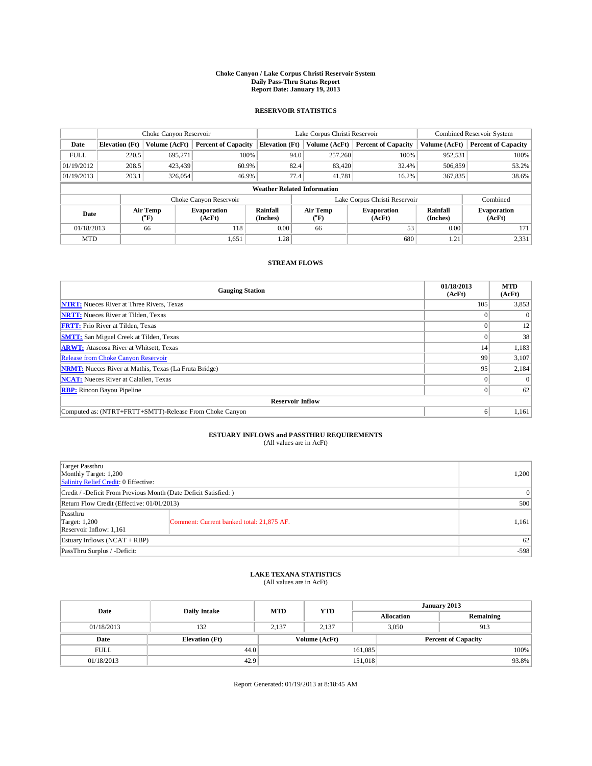# Choke Canyon / Lake Corpus Christi Reservoir System
## Daily Pass-Thru Status Report
## Report Date: January 19, 2013

### RESERVOIR STATISTICS

| | Choke Canyon Reservoir | | | Lake Corpus Christi Reservoir | | | Combined Reservoir System | |
|---|---|---|---|---|---|---|---|---|
| Date | Elevation (Ft) | Volume (AcFt) | Percent of Capacity | Elevation (Ft) | Volume (AcFt) | Percent of Capacity | Volume (AcFt) | Percent of Capacity |
| FULL | 220.5 | 695,271 | 100% | 94.0 | 257,260 | 100% | 952,531 | 100% |
| 01/19/2012 | 208.5 | 423,439 | 60.9% | 82.4 | 83,420 | 32.4% | 506,859 | 53.2% |
| 01/19/2013 | 203.1 | 326,054 | 46.9% | 77.4 | 41,781 | 16.2% | 367,835 | 38.6% |

**Weather Related Information**

| | Choke Canyon Reservoir | | | Lake Corpus Christi Reservoir | | | Combined |
|---|---|---|---|---|---|---|---|
| Date | Air Temp (°F) | Evaporation (AcFt) | Rainfall (Inches) | Air Temp (°F) | Evaporation (AcFt) | Rainfall (Inches) | Evaporation (AcFt) |
| 01/18/2013 | 66 | 118 | 0.00 | 66 | 53 | 0.00 | 171 |
| MTD | | 1,651 | 1.28 | | 680 | 1.21 | 2,331 |

### STREAM FLOWS

| Gauging Station | 01/18/2013 (AcFt) | MTD (AcFt) |
|---|---|---|
| NTRT: Nueces River at Three Rivers, Texas | 105 | 3,853 |
| NRTT: Nueces River at Tilden, Texas | 0 | 0 |
| FRTT: Frio River at Tilden, Texas | 0 | 12 |
| SMTT: San Miguel Creek at Tilden, Texas | 0 | 38 |
| ARWT: Atascosa River at Whitsett, Texas | 14 | 1,183 |
| Release from Choke Canyon Reservoir | 99 | 3,107 |
| NRMT: Nueces River at Mathis, Texas (La Fruta Bridge) | 95 | 2,184 |
| NCAT: Nueces River at Calallen, Texas | 0 | 0 |
| RBP: Rincon Bayou Pipeline | 0 | 62 |
| **Reservoir Inflow** | | |
| Computed as: (NTRT+FRTT+SMTT)-Release From Choke Canyon | 6 | 1,161 |

### ESTUARY INFLOWS and PASSTHRU REQUIREMENTS
(All values are in AcFt)

| | | |
|---|---|---|
| Target Passthru<br>Monthly Target: 1,200<br>Salinity Relief Credit: 0 Effective: | | 1,200 |
| Credit / -Deficit From Previous Month (Date Deficit Satisfied: ) | | 0 |
| Return Flow Credit (Effective: 01/01/2013) | | 500 |
| Passthru<br>Target: 1,200<br>Reservoir Inflow: 1,161 | Comment: Current banked total: 21,875 AF. | 1,161 |
| Estuary Inflows (NCAT + RBP) | | 62 |
| PassThru Surplus / -Deficit: | | -598 |

### LAKE TEXANA STATISTICS
(All values are in AcFt)

| Date | Daily Intake | MTD | YTD | January 2013 | |
|---|---|---|---|---|---|
| | | | | Allocation | Remaining |
| 01/18/2013 | 132 | 2,137 | 2,137 | 3,050 | 913 |

| Date | Elevation (Ft) | Volume (AcFt) | Percent of Capacity |
|---|---|---|---|
| FULL | 44.0 | 161,085 | 100% |
| 01/18/2013 | 42.9 | 151,018 | 93.8% |

Report Generated: 01/19/2013 at 8:18:45 AM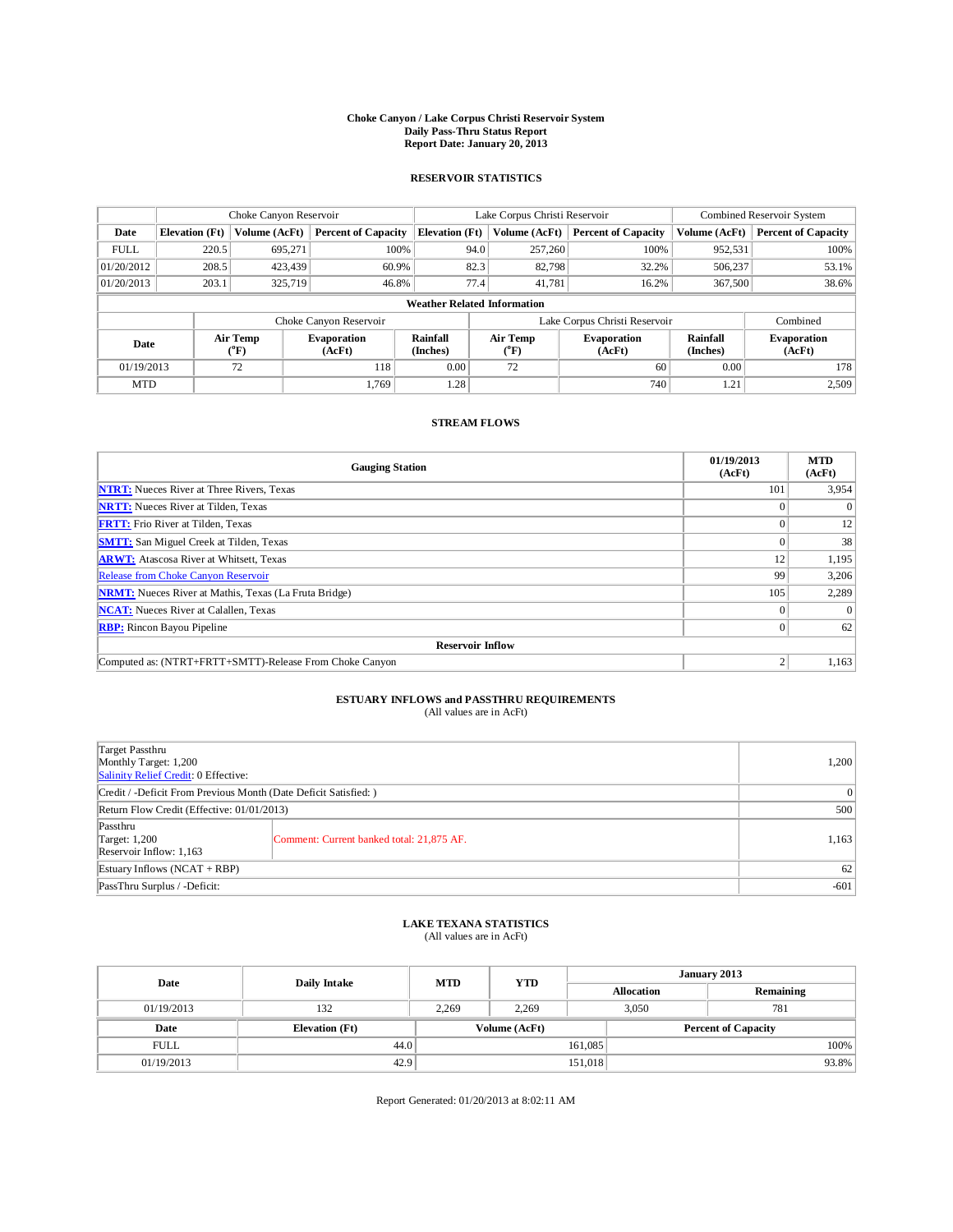# Choke Canyon / Lake Corpus Christi Reservoir System
# Daily Pass-Thru Status Report
# Report Date: January 20, 2013

## RESERVOIR STATISTICS

| | Choke Canyon Reservoir | | | Lake Corpus Christi Reservoir | | | Combined Reservoir System | |
|---|---|---|---|---|---|---|---|---|
| Date | Elevation (Ft) | Volume (AcFt) | Percent of Capacity | Elevation (Ft) | Volume (AcFt) | Percent of Capacity | Volume (AcFt) | Percent of Capacity |
| FULL | 220.5 | 695,271 | 100% | 94.0 | 257,260 | 100% | 952,531 | 100% |
| 01/20/2012 | 208.5 | 423,439 | 60.9% | 82.3 | 82,798 | 32.2% | 506,237 | 53.1% |
| 01/20/2013 | 203.1 | 325,719 | 46.8% | 77.4 | 41,781 | 16.2% | 367,500 | 38.6% |

**Weather Related Information**

| | Choke Canyon Reservoir | | | Lake Corpus Christi Reservoir | | | Combined |
|---|---|---|---|---|---|---|---|
| Date | Air Temp (°F) | Evaporation (AcFt) | Rainfall (Inches) | Air Temp (°F) | Evaporation (AcFt) | Rainfall (Inches) | Evaporation (AcFt) |
| 01/19/2013 | 72 | 118 | 0.00 | 72 | 60 | 0.00 | 178 |
| MTD | | 1,769 | 1.28 | | 740 | 1.21 | 2,509 |

## STREAM FLOWS

| Gauging Station | 01/19/2013 (AcFt) | MTD (AcFt) |
|---|---|---|
| NTRT: Nueces River at Three Rivers, Texas | 101 | 3,954 |
| NRTT: Nueces River at Tilden, Texas | 0 | 0 |
| FRTT: Frio River at Tilden, Texas | 0 | 12 |
| SMTT: San Miguel Creek at Tilden, Texas | 0 | 38 |
| ARWT: Atascosa River at Whitsett, Texas | 12 | 1,195 |
| Release from Choke Canyon Reservoir | 99 | 3,206 |
| NRMT: Nueces River at Mathis, Texas (La Fruta Bridge) | 105 | 2,289 |
| NCAT: Nueces River at Calallen, Texas | 0 | 0 |
| RBP: Rincon Bayou Pipeline | 0 | 62 |
| **Reservoir Inflow** | | |
| Computed as: (NTRT+FRTT+SMTT)-Release From Choke Canyon | 2 | 1,163 |

## ESTUARY INFLOWS and PASSTHRU REQUIREMENTS
(All values are in AcFt)

| | | |
|---|---|---|
| Target Passthru<br>Monthly Target: 1,200<br>Salinity Relief Credit: 0 Effective: | | 1,200 |
| Credit / -Deficit From Previous Month (Date Deficit Satisfied: ) | | 0 |
| Return Flow Credit (Effective: 01/01/2013) | | 500 |
| Passthru<br>Target: 1,200<br>Reservoir Inflow: 1,163 | Comment: Current banked total: 21,875 AF. | 1,163 |
| Estuary Inflows (NCAT + RBP) | | 62 |
| PassThru Surplus / -Deficit: | | -601 |

## LAKE TEXANA STATISTICS
(All values are in AcFt)

| Date | Daily Intake | MTD | YTD | January 2013 Allocation | January 2013 Remaining |
|---|---|---|---|---|---|
| 01/19/2013 | 132 | 2,269 | 2,269 | 3,050 | 781 |

| Date | Elevation (Ft) | Volume (AcFt) | Percent of Capacity |
|---|---|---|---|
| FULL | 44.0 | 161,085 | 100% |
| 01/19/2013 | 42.9 | 151,018 | 93.8% |

Report Generated: 01/20/2013 at 8:02:11 AM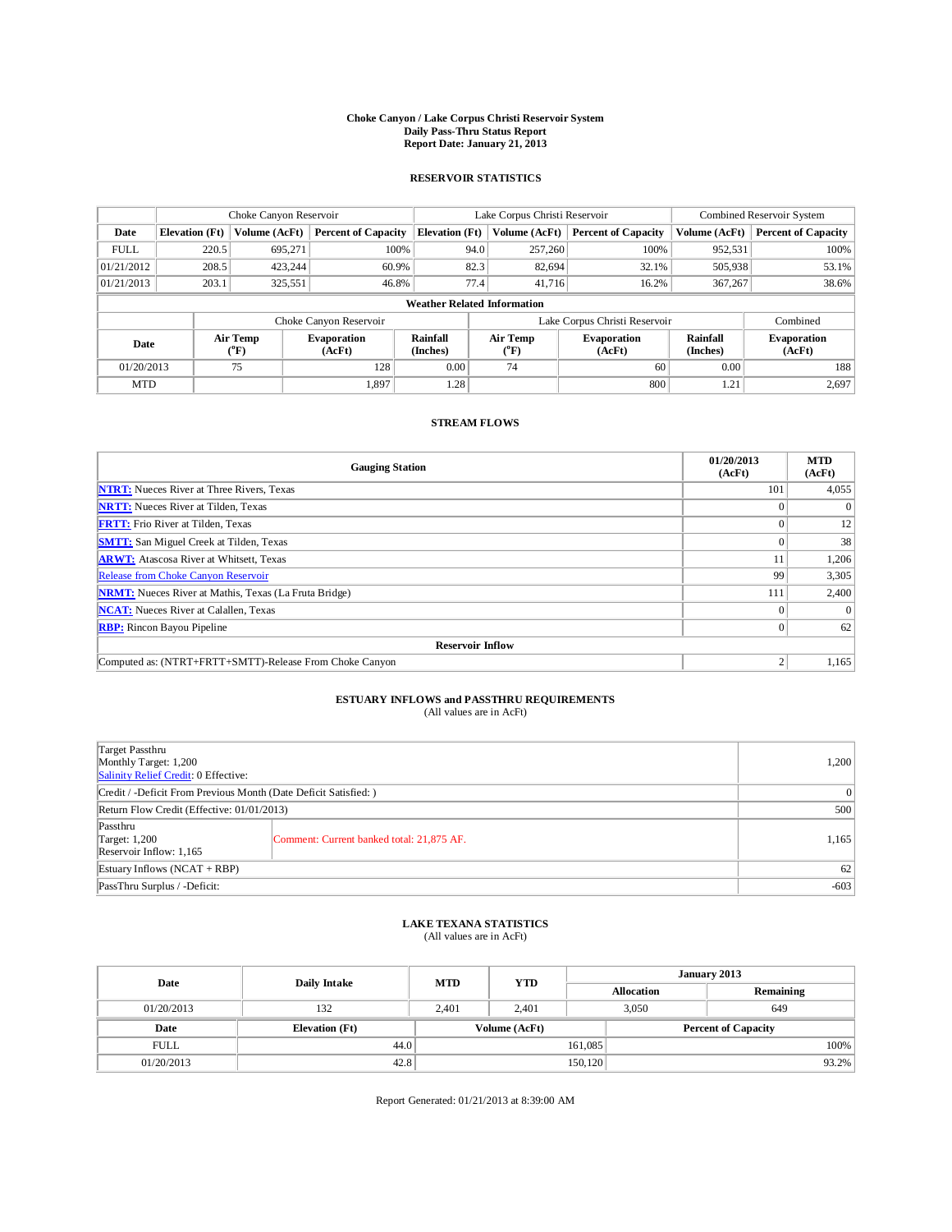# Choke Canyon / Lake Corpus Christi Reservoir System
## Daily Pass-Thru Status Report
### Report Date: January 21, 2013

## RESERVOIR STATISTICS

| | Choke Canyon Reservoir | | | Lake Corpus Christi Reservoir | | | Combined Reservoir System | |
|---|---|---|---|---|---|---|---|---|
| Date | Elevation (Ft) | Volume (AcFt) | Percent of Capacity | Elevation (Ft) | Volume (AcFt) | Percent of Capacity | Volume (AcFt) | Percent of Capacity |
| FULL | 220.5 | 695,271 | 100% | 94.0 | 257,260 | 100% | 952,531 | 100% |
| 01/21/2012 | 208.5 | 423,244 | 60.9% | 82.3 | 82,694 | 32.1% | 505,938 | 53.1% |
| 01/21/2013 | 203.1 | 325,551 | 46.8% | 77.4 | 41,716 | 16.2% | 367,267 | 38.6% |

**Weather Related Information**

| | Choke Canyon Reservoir | | | Lake Corpus Christi Reservoir | | | Combined |
|---|---|---|---|---|---|---|---|
| Date | Air Temp (°F) | Evaporation (AcFt) | Rainfall (Inches) | Air Temp (°F) | Evaporation (AcFt) | Rainfall (Inches) | Evaporation (AcFt) |
| 01/20/2013 | 75 | 128 | 0.00 | 74 | 60 | 0.00 | 188 |
| MTD | | 1,897 | 1.28 | | 800 | 1.21 | 2,697 |

## STREAM FLOWS

| Gauging Station | 01/20/2013 (AcFt) | MTD (AcFt) |
|---|---|---|
| NTRT: Nueces River at Three Rivers, Texas | 101 | 4,055 |
| NRTT: Nueces River at Tilden, Texas | 0 | 0 |
| FRTT: Frio River at Tilden, Texas | 0 | 12 |
| SMTT: San Miguel Creek at Tilden, Texas | 0 | 38 |
| ARWT: Atascosa River at Whitsett, Texas | 11 | 1,206 |
| Release from Choke Canyon Reservoir | 99 | 3,305 |
| NRMT: Nueces River at Mathis, Texas (La Fruta Bridge) | 111 | 2,400 |
| NCAT: Nueces River at Calallen, Texas | 0 | 0 |
| RBP: Rincon Bayou Pipeline | 0 | 62 |
| **Reservoir Inflow** | | |
| Computed as: (NTRT+FRTT+SMTT)-Release From Choke Canyon | 2 | 1,165 |

## ESTUARY INFLOWS and PASSTHRU REQUIREMENTS
(All values are in AcFt)

| | | |
|---|---|---|
| Target Passthru<br>Monthly Target: 1,200<br>Salinity Relief Credit: 0 Effective: | | 1,200 |
| Credit / -Deficit From Previous Month (Date Deficit Satisfied: ) | | 0 |
| Return Flow Credit (Effective: 01/01/2013) | | 500 |
| Passthru<br>Target: 1,200<br>Reservoir Inflow: 1,165 | Comment: Current banked total: 21,875 AF. | 1,165 |
| Estuary Inflows (NCAT + RBP) | | 62 |
| PassThru Surplus / -Deficit: | | -603 |

## LAKE TEXANA STATISTICS
(All values are in AcFt)

| Date | Daily Intake | MTD | YTD | January 2013 Allocation | January 2013 Remaining |
|---|---|---|---|---|---|
| 01/20/2013 | 132 | 2,401 | 2,401 | 3,050 | 649 |

| Date | Elevation (Ft) | Volume (AcFt) | Percent of Capacity |
|---|---|---|---|
| FULL | 44.0 | 161,085 | 100% |
| 01/20/2013 | 42.8 | 150,120 | 93.2% |

Report Generated: 01/21/2013 at 8:39:00 AM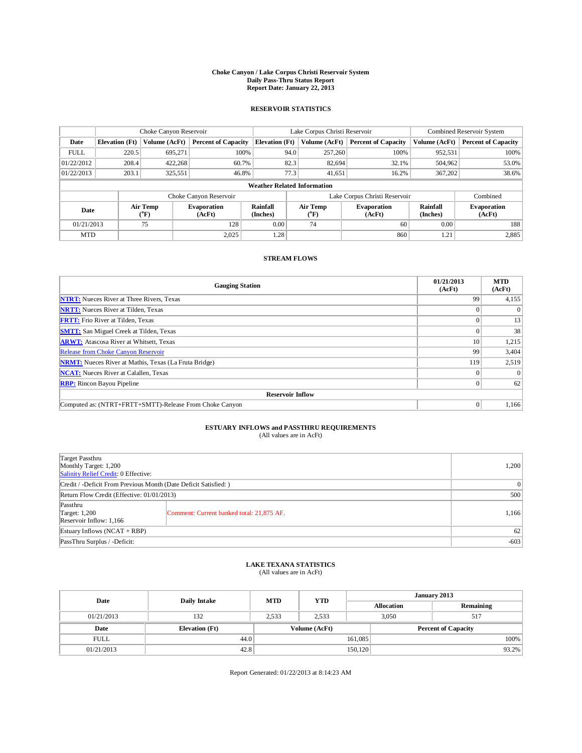**Choke Canyon / Lake Corpus Christi Reservoir System**
**Daily Pass-Thru Status Report**
**Report Date: January 22, 2013**

## RESERVOIR STATISTICS

| | Choke Canyon Reservoir | | | Lake Corpus Christi Reservoir | | | Combined Reservoir System | |
|---|---|---|---|---|---|---|---|---|
| Date | Elevation (Ft) | Volume (AcFt) | Percent of Capacity | Elevation (Ft) | Volume (AcFt) | Percent of Capacity | Volume (AcFt) | Percent of Capacity |
| FULL | 220.5 | 695,271 | 100% | 94.0 | 257,260 | 100% | 952,531 | 100% |
| 01/22/2012 | 208.4 | 422,268 | 60.7% | 82.3 | 82,694 | 32.1% | 504,962 | 53.0% |
| 01/22/2013 | 203.1 | 325,551 | 46.8% | 77.3 | 41,651 | 16.2% | 367,202 | 38.6% |

**Weather Related Information**

| | Choke Canyon Reservoir | | | Lake Corpus Christi Reservoir | | | Combined |
|---|---|---|---|---|---|---|---|
| Date | Air Temp (°F) | Evaporation (AcFt) | Rainfall (Inches) | Air Temp (°F) | Evaporation (AcFt) | Rainfall (Inches) | Evaporation (AcFt) |
| 01/21/2013 | 75 | 128 | 0.00 | 74 | 60 | 0.00 | 188 |
| MTD | | 2,025 | 1.28 | | 860 | 1.21 | 2,885 |

## STREAM FLOWS

| Gauging Station | 01/21/2013 (AcFt) | MTD (AcFt) |
|---|---|---|
| NTRT: Nueces River at Three Rivers, Texas | 99 | 4,155 |
| NRTT: Nueces River at Tilden, Texas | 0 | 0 |
| FRTT: Frio River at Tilden, Texas | 0 | 13 |
| SMTT: San Miguel Creek at Tilden, Texas | 0 | 38 |
| ARWT: Atascosa River at Whitsett, Texas | 10 | 1,215 |
| Release from Choke Canyon Reservoir | 99 | 3,404 |
| NRMT: Nueces River at Mathis, Texas (La Fruta Bridge) | 119 | 2,519 |
| NCAT: Nueces River at Calallen, Texas | 0 | 0 |
| RBP: Rincon Bayou Pipeline | 0 | 62 |
| **Reservoir Inflow** | | |
| Computed as: (NTRT+FRTT+SMTT)-Release From Choke Canyon | 0 | 1,166 |

## ESTUARY INFLOWS and PASSTHRU REQUIREMENTS
(All values are in AcFt)

| | | |
|---|---|---|
| Target Passthru<br>Monthly Target: 1,200<br>Salinity Relief Credit: 0 Effective: | | 1,200 |
| Credit / -Deficit From Previous Month (Date Deficit Satisfied: ) | | 0 |
| Return Flow Credit (Effective: 01/01/2013) | | 500 |
| Passthru<br>Target: 1,200<br>Reservoir Inflow: 1,166 | Comment: Current banked total: 21,875 AF. | 1,166 |
| Estuary Inflows (NCAT + RBP) | | 62 |
| PassThru Surplus / -Deficit: | | -603 |

## LAKE TEXANA STATISTICS
(All values are in AcFt)

| Date | Daily Intake | MTD | YTD | January 2013 Allocation | January 2013 Remaining |
|---|---|---|---|---|---|
| 01/21/2013 | 132 | 2,533 | 2,533 | 3,050 | 517 |

| Date | Elevation (Ft) | Volume (AcFt) | Percent of Capacity |
|---|---|---|---|
| FULL | 44.0 | 161,085 | 100% |
| 01/21/2013 | 42.8 | 150,120 | 93.2% |

Report Generated: 01/22/2013 at 8:14:23 AM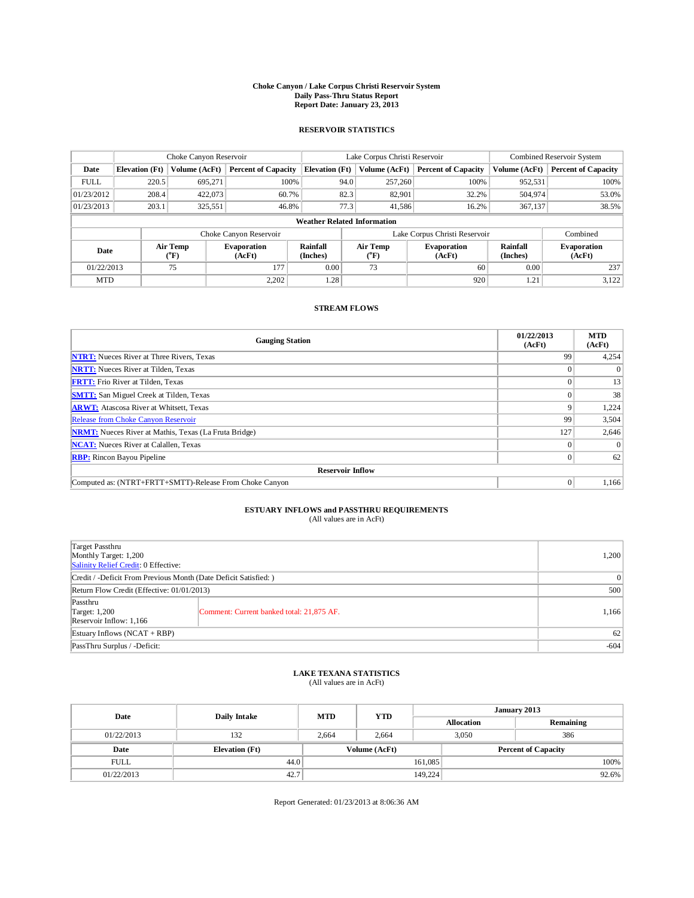**Choke Canyon / Lake Corpus Christi Reservoir System**
**Daily Pass-Thru Status Report**
**Report Date: January 23, 2013**

## RESERVOIR STATISTICS

| | Choke Canyon Reservoir | | | Lake Corpus Christi Reservoir | | | Combined Reservoir System | |
|---|---|---|---|---|---|---|---|---|
| **Date** | **Elevation (Ft)** | **Volume (AcFt)** | **Percent of Capacity** | **Elevation (Ft)** | **Volume (AcFt)** | **Percent of Capacity** | **Volume (AcFt)** | **Percent of Capacity** |
| FULL | 220.5 | 695,271 | 100% | 94.0 | 257,260 | 100% | 952,531 | 100% |
| 01/23/2012 | 208.4 | 422,073 | 60.7% | 82.3 | 82,901 | 32.2% | 504,974 | 53.0% |
| 01/23/2013 | 203.1 | 325,551 | 46.8% | 77.3 | 41,586 | 16.2% | 367,137 | 38.5% |

**Weather Related Information**

| | Choke Canyon Reservoir | | | Lake Corpus Christi Reservoir | | | Combined |
|---|---|---|---|---|---|---|---|
| **Date** | **Air Temp (°F)** | **Evaporation (AcFt)** | **Rainfall (Inches)** | **Air Temp (°F)** | **Evaporation (AcFt)** | **Rainfall (Inches)** | **Evaporation (AcFt)** |
| 01/22/2013 | 75 | 177 | 0.00 | 73 | 60 | 0.00 | 237 |
| MTD | | 2,202 | 1.28 | | 920 | 1.21 | 3,122 |

## STREAM FLOWS

| Gauging Station | 01/22/2013 (AcFt) | MTD (AcFt) |
|---|---|---|
| **NTRT:** Nueces River at Three Rivers, Texas | 99 | 4,254 |
| **NRTT:** Nueces River at Tilden, Texas | 0 | 0 |
| **FRTT:** Frio River at Tilden, Texas | 0 | 13 |
| **SMTT:** San Miguel Creek at Tilden, Texas | 0 | 38 |
| **ARWT:** Atascosa River at Whitsett, Texas | 9 | 1,224 |
| Release from Choke Canyon Reservoir | 99 | 3,504 |
| **NRMT:** Nueces River at Mathis, Texas (La Fruta Bridge) | 127 | 2,646 |
| **NCAT:** Nueces River at Calallen, Texas | 0 | 0 |
| **RBP:** Rincon Bayou Pipeline | 0 | 62 |
| **Reservoir Inflow** | | |
| Computed as: (NTRT+FRTT+SMTT)-Release From Choke Canyon | 0 | 1,166 |

## ESTUARY INFLOWS and PASSTHRU REQUIREMENTS
(All values are in AcFt)

| | | |
|---|---|---|
| Target Passthru<br>Monthly Target: 1,200<br>Salinity Relief Credit: 0 Effective: | | 1,200 |
| Credit / -Deficit From Previous Month (Date Deficit Satisfied: ) | | 0 |
| Return Flow Credit (Effective: 01/01/2013) | | 500 |
| Passthru<br>Target: 1,200<br>Reservoir Inflow: 1,166 | Comment: Current banked total: 21,875 AF. | 1,166 |
| Estuary Inflows (NCAT + RBP) | | 62 |
| PassThru Surplus / -Deficit: | | -604 |

## LAKE TEXANA STATISTICS
(All values are in AcFt)

| Date | Daily Intake | MTD | YTD | January 2013 Allocation | January 2013 Remaining |
|---|---|---|---|---|---|
| 01/22/2013 | 132 | 2,664 | 2,664 | 3,050 | 386 |

| Date | Elevation (Ft) | Volume (AcFt) | Percent of Capacity |
|---|---|---|---|
| FULL | 44.0 | 161,085 | 100% |
| 01/22/2013 | 42.7 | 149,224 | 92.6% |

Report Generated: 01/23/2013 at 8:06:36 AM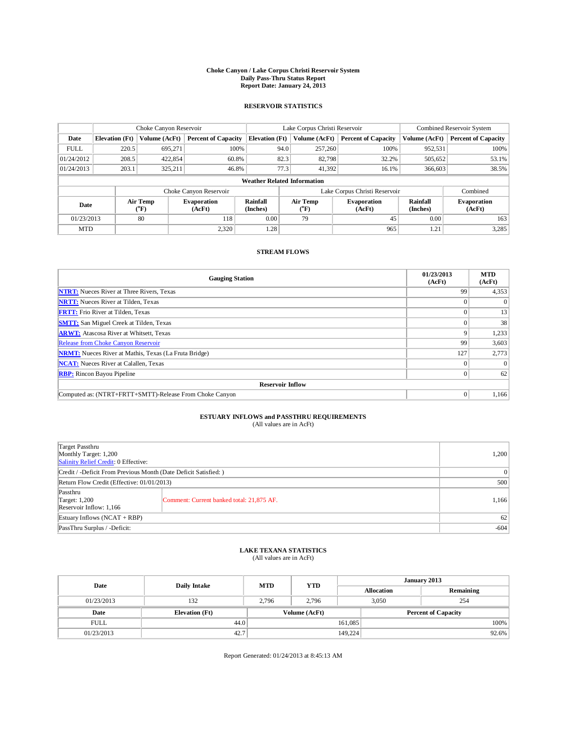**Choke Canyon / Lake Corpus Christi Reservoir System**
**Daily Pass-Thru Status Report**
**Report Date: January 24, 2013**

## RESERVOIR STATISTICS

| | Choke Canyon Reservoir | | | Lake Corpus Christi Reservoir | | | Combined Reservoir System | |
|---|---|---|---|---|---|---|---|---|
| **Date** | **Elevation (Ft)** | **Volume (AcFt)** | **Percent of Capacity** | **Elevation (Ft)** | **Volume (AcFt)** | **Percent of Capacity** | **Volume (AcFt)** | **Percent of Capacity** |
| FULL | 220.5 | 695,271 | 100% | 94.0 | 257,260 | 100% | 952,531 | 100% |
| 01/24/2012 | 208.5 | 422,854 | 60.8% | 82.3 | 82,798 | 32.2% | 505,652 | 53.1% |
| 01/24/2013 | 203.1 | 325,211 | 46.8% | 77.3 | 41,392 | 16.1% | 366,603 | 38.5% |

**Weather Related Information**

| | Choke Canyon Reservoir | | | Lake Corpus Christi Reservoir | | | Combined |
|---|---|---|---|---|---|---|---|
| **Date** | **Air Temp (°F)** | **Evaporation (AcFt)** | **Rainfall (Inches)** | **Air Temp (°F)** | **Evaporation (AcFt)** | **Rainfall (Inches)** | **Evaporation (AcFt)** |
| 01/23/2013 | 80 | 118 | 0.00 | 79 | 45 | 0.00 | 163 |
| MTD | | 2,320 | 1.28 | | 965 | 1.21 | 3,285 |

## STREAM FLOWS

| Gauging Station | 01/23/2013 (AcFt) | MTD (AcFt) |
|---|---|---|
| NTRT: Nueces River at Three Rivers, Texas | 99 | 4,353 |
| NRTT: Nueces River at Tilden, Texas | 0 | 0 |
| FRTT: Frio River at Tilden, Texas | 0 | 13 |
| SMTT: San Miguel Creek at Tilden, Texas | 0 | 38 |
| ARWT: Atascosa River at Whitsett, Texas | 9 | 1,233 |
| Release from Choke Canyon Reservoir | 99 | 3,603 |
| NRMT: Nueces River at Mathis, Texas (La Fruta Bridge) | 127 | 2,773 |
| NCAT: Nueces River at Calallen, Texas | 0 | 0 |
| RBP: Rincon Bayou Pipeline | 0 | 62 |
| **Reservoir Inflow** | | |
| Computed as: (NTRT+FRTT+SMTT)-Release From Choke Canyon | 0 | 1,166 |

## ESTUARY INFLOWS and PASSTHRU REQUIREMENTS
(All values are in AcFt)

| | | |
|---|---|---|
| Target Passthru<br>Monthly Target: 1,200<br>Salinity Relief Credit: 0 Effective: | | 1,200 |
| Credit / -Deficit From Previous Month (Date Deficit Satisfied: ) | | 0 |
| Return Flow Credit (Effective: 01/01/2013) | | 500 |
| Passthru<br>Target: 1,200<br>Reservoir Inflow: 1,166 | Comment: Current banked total: 21,875 AF. | 1,166 |
| Estuary Inflows (NCAT + RBP) | | 62 |
| PassThru Surplus / -Deficit: | | -604 |

## LAKE TEXANA STATISTICS
(All values are in AcFt)

| Date | Daily Intake | MTD | YTD | January 2013 Allocation | January 2013 Remaining |
|---|---|---|---|---|---|
| 01/23/2013 | 132 | 2,796 | 2,796 | 3,050 | 254 |

| Date | Elevation (Ft) | Volume (AcFt) | Percent of Capacity |
|---|---|---|---|
| FULL | 44.0 | 161,085 | 100% |
| 01/23/2013 | 42.7 | 149,224 | 92.6% |

Report Generated: 01/24/2013 at 8:45:13 AM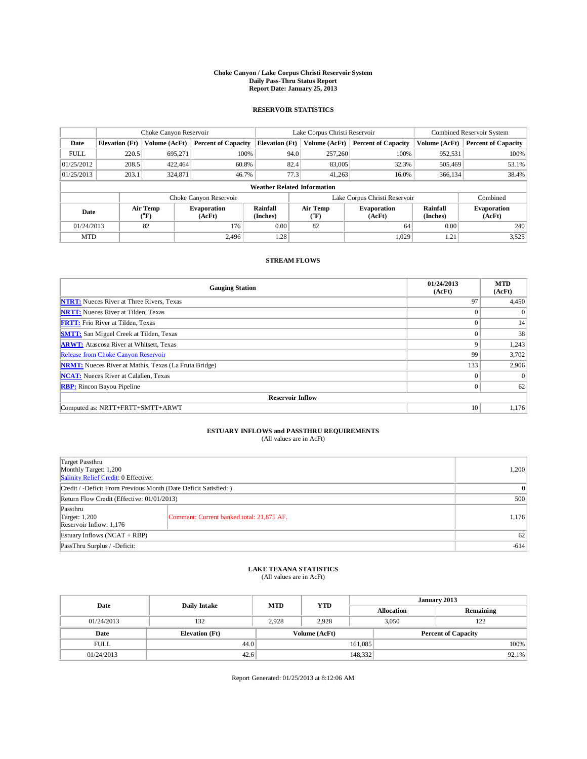# Choke Canyon / Lake Corpus Christi Reservoir System
## Daily Pass-Thru Status Report
## Report Date: January 25, 2013

### RESERVOIR STATISTICS

| | Choke Canyon Reservoir | | | Lake Corpus Christi Reservoir | | | Combined Reservoir System | |
|---|---|---|---|---|---|---|---|---|
| Date | Elevation (Ft) | Volume (AcFt) | Percent of Capacity | Elevation (Ft) | Volume (AcFt) | Percent of Capacity | Volume (AcFt) | Percent of Capacity |
| FULL | 220.5 | 695,271 | 100% | 94.0 | 257,260 | 100% | 952,531 | 100% |
| 01/25/2012 | 208.5 | 422,464 | 60.8% | 82.4 | 83,005 | 32.3% | 505,469 | 53.1% |
| 01/25/2013 | 203.1 | 324,871 | 46.7% | 77.3 | 41,263 | 16.0% | 366,134 | 38.4% |

**Weather Related Information**

| | Choke Canyon Reservoir | | | Lake Corpus Christi Reservoir | | | Combined |
|---|---|---|---|---|---|---|---|
| Date | Air Temp (°F) | Evaporation (AcFt) | Rainfall (Inches) | Air Temp (°F) | Evaporation (AcFt) | Rainfall (Inches) | Evaporation (AcFt) |
| 01/24/2013 | 82 | 176 | 0.00 | 82 | 64 | 0.00 | 240 |
| MTD | | 2,496 | 1.28 | | 1,029 | 1.21 | 3,525 |

### STREAM FLOWS

| Gauging Station | 01/24/2013 (AcFt) | MTD (AcFt) |
|---|---|---|
| NTRT: Nueces River at Three Rivers, Texas | 97 | 4,450 |
| NRTT: Nueces River at Tilden, Texas | 0 | 0 |
| FRTT: Frio River at Tilden, Texas | 0 | 14 |
| SMTT: San Miguel Creek at Tilden, Texas | 0 | 38 |
| ARWT: Atascosa River at Whitsett, Texas | 9 | 1,243 |
| Release from Choke Canyon Reservoir | 99 | 3,702 |
| NRMT: Nueces River at Mathis, Texas (La Fruta Bridge) | 133 | 2,906 |
| NCAT: Nueces River at Calallen, Texas | 0 | 0 |
| RBP: Rincon Bayou Pipeline | 0 | 62 |
| **Reservoir Inflow** | | |
| Computed as: NRTT+FRTT+SMTT+ARWT | 10 | 1,176 |

### ESTUARY INFLOWS and PASSTHRU REQUIREMENTS
(All values are in AcFt)

| | | |
|---|---|---|
| Target Passthru<br>Monthly Target: 1,200<br>Salinity Relief Credit: 0 Effective: | | 1,200 |
| Credit / -Deficit From Previous Month (Date Deficit Satisfied: ) | | 0 |
| Return Flow Credit (Effective: 01/01/2013) | | 500 |
| Passthru<br>Target: 1,200<br>Reservoir Inflow: 1,176 | Comment: Current banked total: 21,875 AF. | 1,176 |
| Estuary Inflows (NCAT + RBP) | | 62 |
| PassThru Surplus / -Deficit: | | -614 |

### LAKE TEXANA STATISTICS
(All values are in AcFt)

| Date | Daily Intake | MTD | YTD | January 2013 Allocation | January 2013 Remaining |
|---|---|---|---|---|---|
| 01/24/2013 | 132 | 2,928 | 2,928 | 3,050 | 122 |

| Date | Elevation (Ft) | Volume (AcFt) | Percent of Capacity |
|---|---|---|---|
| FULL | 44.0 | 161,085 | 100% |
| 01/24/2013 | 42.6 | 148,332 | 92.1% |

Report Generated: 01/25/2013 at 8:12:06 AM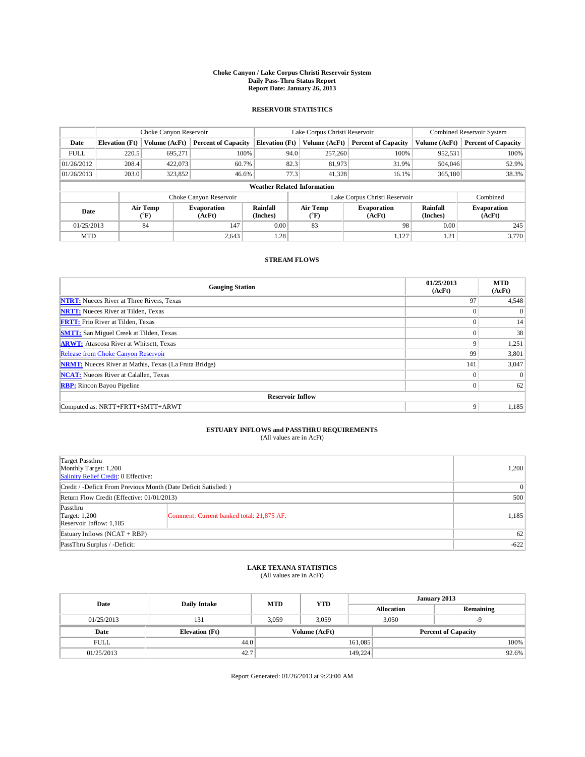**Choke Canyon / Lake Corpus Christi Reservoir System**
**Daily Pass-Thru Status Report**
**Report Date: January 26, 2013**

## RESERVOIR STATISTICS

| | Choke Canyon Reservoir | | | Lake Corpus Christi Reservoir | | | Combined Reservoir System | |
|---|---|---|---|---|---|---|---|---|
| **Date** | **Elevation (Ft)** | **Volume (AcFt)** | **Percent of Capacity** | **Elevation (Ft)** | **Volume (AcFt)** | **Percent of Capacity** | **Volume (AcFt)** | **Percent of Capacity** |
| FULL | 220.5 | 695,271 | 100% | 94.0 | 257,260 | 100% | 952,531 | 100% |
| 01/26/2012 | 208.4 | 422,073 | 60.7% | 82.3 | 81,973 | 31.9% | 504,046 | 52.9% |
| 01/26/2013 | 203.0 | 323,852 | 46.6% | 77.3 | 41,328 | 16.1% | 365,180 | 38.3% |

**Weather Related Information**

| | Choke Canyon Reservoir | | | Lake Corpus Christi Reservoir | | | Combined |
|---|---|---|---|---|---|---|---|
| **Date** | **Air Temp (°F)** | **Evaporation (AcFt)** | **Rainfall (Inches)** | **Air Temp (°F)** | **Evaporation (AcFt)** | **Rainfall (Inches)** | **Evaporation (AcFt)** |
| 01/25/2013 | 84 | 147 | 0.00 | 83 | 98 | 0.00 | 245 |
| MTD | | 2,643 | 1.28 | | 1,127 | 1.21 | 3,770 |

## STREAM FLOWS

| Gauging Station | 01/25/2013 (AcFt) | MTD (AcFt) |
|---|---|---|
| NTRT: Nueces River at Three Rivers, Texas | 97 | 4,548 |
| NRTT: Nueces River at Tilden, Texas | 0 | 0 |
| FRTT: Frio River at Tilden, Texas | 0 | 14 |
| SMTT: San Miguel Creek at Tilden, Texas | 0 | 38 |
| ARWT: Atascosa River at Whitsett, Texas | 9 | 1,251 |
| Release from Choke Canyon Reservoir | 99 | 3,801 |
| NRMT: Nueces River at Mathis, Texas (La Fruta Bridge) | 141 | 3,047 |
| NCAT: Nueces River at Calallen, Texas | 0 | 0 |
| RBP: Rincon Bayou Pipeline | 0 | 62 |
| **Reservoir Inflow** | | |
| Computed as: NRTT+FRTT+SMTT+ARWT | 9 | 1,185 |

## ESTUARY INFLOWS and PASSTHRU REQUIREMENTS
(All values are in AcFt)

| | | |
|---|---|---|
| Target Passthru<br>Monthly Target: 1,200<br>Salinity Relief Credit: 0 Effective: | | 1,200 |
| Credit / -Deficit From Previous Month (Date Deficit Satisfied: ) | | 0 |
| Return Flow Credit (Effective: 01/01/2013) | | 500 |
| Passthru<br>Target: 1,200<br>Reservoir Inflow: 1,185 | Comment: Current banked total: 21,875 AF. | 1,185 |
| Estuary Inflows (NCAT + RBP) | | 62 |
| PassThru Surplus / -Deficit: | | -622 |

## LAKE TEXANA STATISTICS
(All values are in AcFt)

| Date | Daily Intake | MTD | YTD | January 2013 Allocation | Remaining |
|---|---|---|---|---|---|
| 01/25/2013 | 131 | 3,059 | 3,059 | 3,050 | -9 |

| Date | Elevation (Ft) | Volume (AcFt) | Percent of Capacity |
|---|---|---|---|
| FULL | 44.0 | 161,085 | 100% |
| 01/25/2013 | 42.7 | 149,224 | 92.6% |

Report Generated: 01/26/2013 at 9:23:00 AM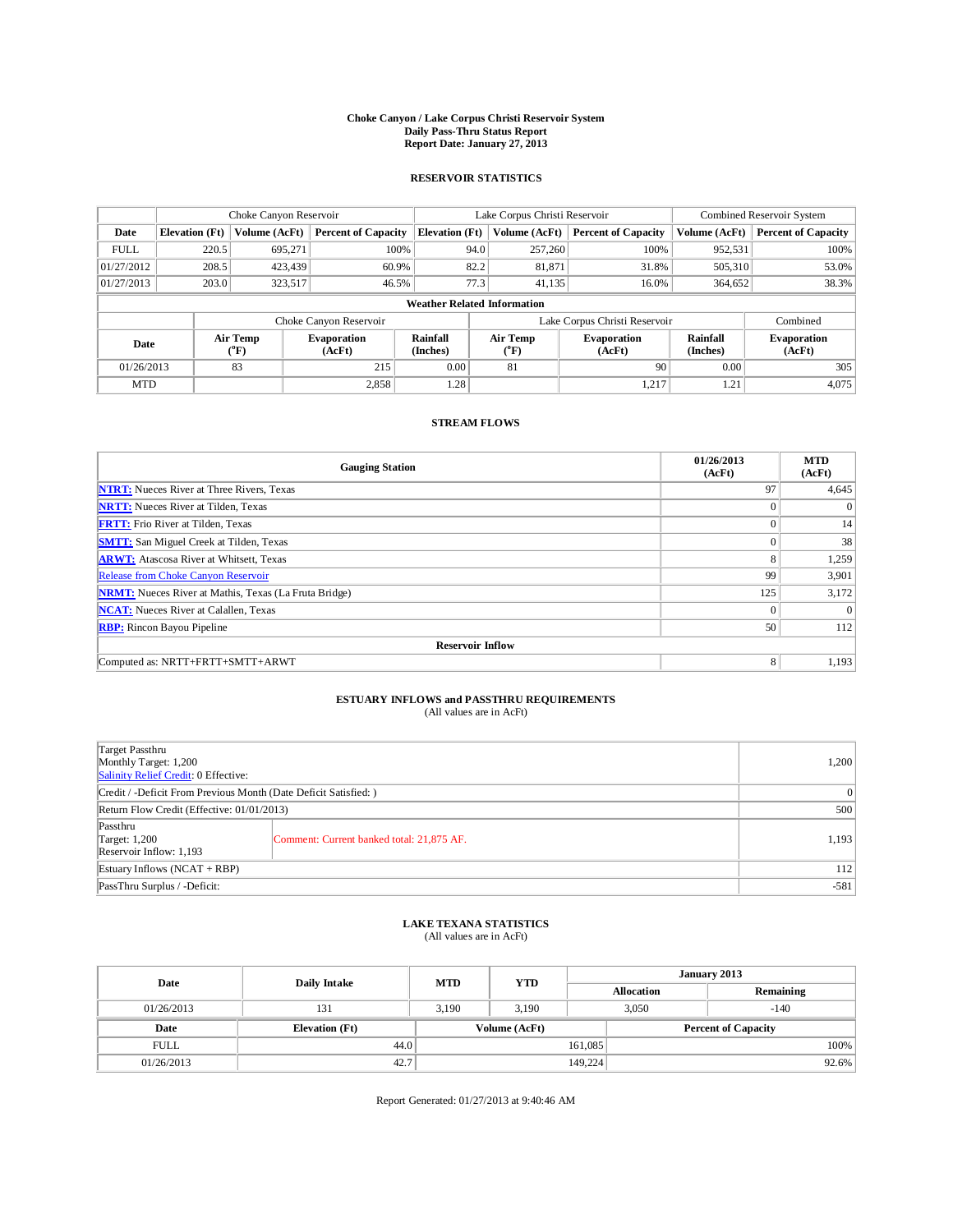**Choke Canyon / Lake Corpus Christi Reservoir System**
**Daily Pass-Thru Status Report**
**Report Date: January 27, 2013**

## RESERVOIR STATISTICS

| | Choke Canyon Reservoir | | | Lake Corpus Christi Reservoir | | | Combined Reservoir System | |
|---|---|---|---|---|---|---|---|---|
| **Date** | **Elevation (Ft)** | **Volume (AcFt)** | **Percent of Capacity** | **Elevation (Ft)** | **Volume (AcFt)** | **Percent of Capacity** | **Volume (AcFt)** | **Percent of Capacity** |
| FULL | 220.5 | 695,271 | 100% | 94.0 | 257,260 | 100% | 952,531 | 100% |
| 01/27/2012 | 208.5 | 423,439 | 60.9% | 82.2 | 81,871 | 31.8% | 505,310 | 53.0% |
| 01/27/2013 | 203.0 | 323,517 | 46.5% | 77.3 | 41,135 | 16.0% | 364,652 | 38.3% |

**Weather Related Information**

| | Choke Canyon Reservoir | | | Lake Corpus Christi Reservoir | | | Combined |
|---|---|---|---|---|---|---|---|
| **Date** | **Air Temp (°F)** | **Evaporation (AcFt)** | **Rainfall (Inches)** | **Air Temp (°F)** | **Evaporation (AcFt)** | **Rainfall (Inches)** | **Evaporation (AcFt)** |
| 01/26/2013 | 83 | 215 | 0.00 | 81 | 90 | 0.00 | 305 |
| MTD | | 2,858 | 1.28 | | 1,217 | 1.21 | 4,075 |

## STREAM FLOWS

| Gauging Station | 01/26/2013 (AcFt) | MTD (AcFt) |
|---|---|---|
| NTRT: Nueces River at Three Rivers, Texas | 97 | 4,645 |
| NRTT: Nueces River at Tilden, Texas | 0 | 0 |
| FRTT: Frio River at Tilden, Texas | 0 | 14 |
| SMTT: San Miguel Creek at Tilden, Texas | 0 | 38 |
| ARWT: Atascosa River at Whitsett, Texas | 8 | 1,259 |
| Release from Choke Canyon Reservoir | 99 | 3,901 |
| NRMT: Nueces River at Mathis, Texas (La Fruta Bridge) | 125 | 3,172 |
| NCAT: Nueces River at Calallen, Texas | 0 | 0 |
| RBP: Rincon Bayou Pipeline | 50 | 112 |
| **Reservoir Inflow** | | |
| Computed as: NRTT+FRTT+SMTT+ARWT | 8 | 1,193 |

## ESTUARY INFLOWS and PASSTHRU REQUIREMENTS

(All values are in AcFt)

| | | |
|---|---|---|
| Target Passthru<br>Monthly Target: 1,200<br>Salinity Relief Credit: 0 Effective: | | 1,200 |
| Credit / -Deficit From Previous Month (Date Deficit Satisfied: ) | | 0 |
| Return Flow Credit (Effective: 01/01/2013) | | 500 |
| Passthru<br>Target: 1,200<br>Reservoir Inflow: 1,193 | Comment: Current banked total: 21,875 AF. | 1,193 |
| Estuary Inflows (NCAT + RBP) | | 112 |
| PassThru Surplus / -Deficit: | | -581 |

## LAKE TEXANA STATISTICS

(All values are in AcFt)

| Date | Daily Intake | MTD | YTD | January 2013 Allocation | Remaining |
|---|---|---|---|---|---|
| 01/26/2013 | 131 | 3,190 | 3,190 | 3,050 | -140 |

| Date | Elevation (Ft) | Volume (AcFt) | Percent of Capacity |
|---|---|---|---|
| FULL | 44.0 | 161,085 | 100% |
| 01/26/2013 | 42.7 | 149,224 | 92.6% |

Report Generated: 01/27/2013 at 9:40:46 AM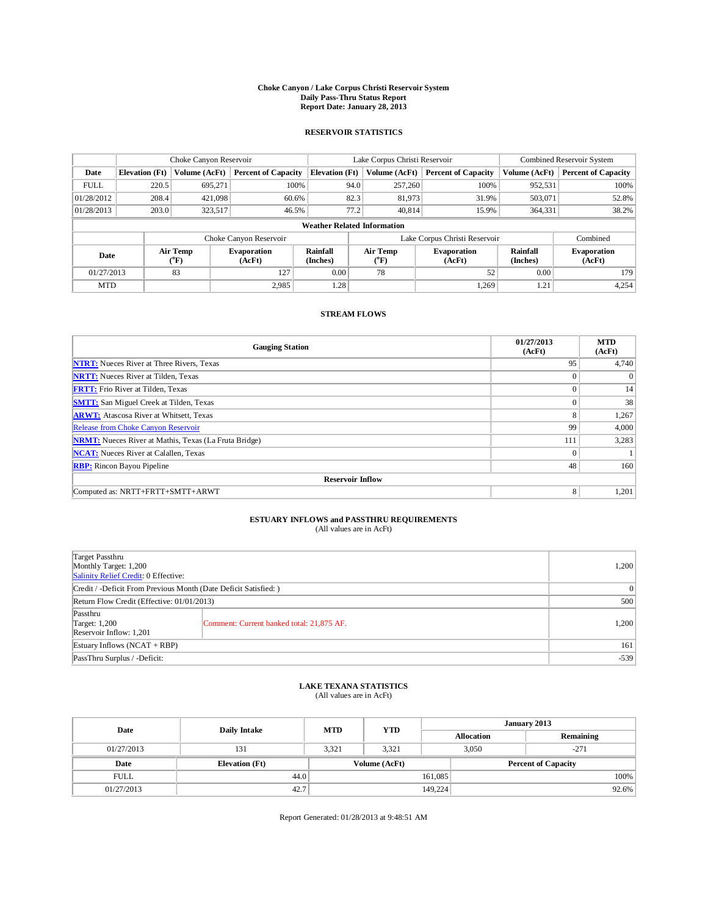# Choke Canyon / Lake Corpus Christi Reservoir System
## Daily Pass-Thru Status Report
### Report Date: January 28, 2013

## RESERVOIR STATISTICS

| | Choke Canyon Reservoir | | | Lake Corpus Christi Reservoir | | | Combined Reservoir System | |
|---|---|---|---|---|---|---|---|---|
| Date | Elevation (Ft) | Volume (AcFt) | Percent of Capacity | Elevation (Ft) | Volume (AcFt) | Percent of Capacity | Volume (AcFt) | Percent of Capacity |
| FULL | 220.5 | 695,271 | 100% | 94.0 | 257,260 | 100% | 952,531 | 100% |
| 01/28/2012 | 208.4 | 421,098 | 60.6% | 82.3 | 81,973 | 31.9% | 503,071 | 52.8% |
| 01/28/2013 | 203.0 | 323,517 | 46.5% | 77.2 | 40,814 | 15.9% | 364,331 | 38.2% |

**Weather Related Information**

| | Choke Canyon Reservoir | | | Lake Corpus Christi Reservoir | | | Combined |
|---|---|---|---|---|---|---|---|
| Date | Air Temp (°F) | Evaporation (AcFt) | Rainfall (Inches) | Air Temp (°F) | Evaporation (AcFt) | Rainfall (Inches) | Evaporation (AcFt) |
| 01/27/2013 | 83 | 127 | 0.00 | 78 | 52 | 0.00 | 179 |
| MTD | | 2,985 | 1.28 | | 1,269 | 1.21 | 4,254 |

## STREAM FLOWS

| Gauging Station | 01/27/2013 (AcFt) | MTD (AcFt) |
|---|---|---|
| **NTRT:** Nueces River at Three Rivers, Texas | 95 | 4,740 |
| **NRTT:** Nueces River at Tilden, Texas | 0 | 0 |
| **FRTT:** Frio River at Tilden, Texas | 0 | 14 |
| **SMTT:** San Miguel Creek at Tilden, Texas | 0 | 38 |
| **ARWT:** Atascosa River at Whitsett, Texas | 8 | 1,267 |
| Release from Choke Canyon Reservoir | 99 | 4,000 |
| **NRMT:** Nueces River at Mathis, Texas (La Fruta Bridge) | 111 | 3,283 |
| **NCAT:** Nueces River at Calallen, Texas | 0 | 1 |
| **RBP:** Rincon Bayou Pipeline | 48 | 160 |
| **Reservoir Inflow** | | |
| Computed as: NRTT+FRTT+SMTT+ARWT | 8 | 1,201 |

## ESTUARY INFLOWS and PASSTHRU REQUIREMENTS
(All values are in AcFt)

| | | |
|---|---|---|
| Target Passthru<br>Monthly Target: 1,200<br>Salinity Relief Credit: 0 Effective: | | 1,200 |
| Credit / -Deficit From Previous Month (Date Deficit Satisfied: ) | | 0 |
| Return Flow Credit (Effective: 01/01/2013) | | 500 |
| Passthru<br>Target: 1,200<br>Reservoir Inflow: 1,201 | Comment: Current banked total: 21,875 AF. | 1,200 |
| Estuary Inflows (NCAT + RBP) | | 161 |
| PassThru Surplus / -Deficit: | | -539 |

## LAKE TEXANA STATISTICS
(All values are in AcFt)

| Date | Daily Intake | MTD | YTD | January 2013 Allocation | January 2013 Remaining |
|---|---|---|---|---|---|
| 01/27/2013 | 131 | 3,321 | 3,321 | 3,050 | -271 |

| Date | Elevation (Ft) | Volume (AcFt) | Percent of Capacity |
|---|---|---|---|
| FULL | 44.0 | 161,085 | 100% |
| 01/27/2013 | 42.7 | 149,224 | 92.6% |

Report Generated: 01/28/2013 at 9:48:51 AM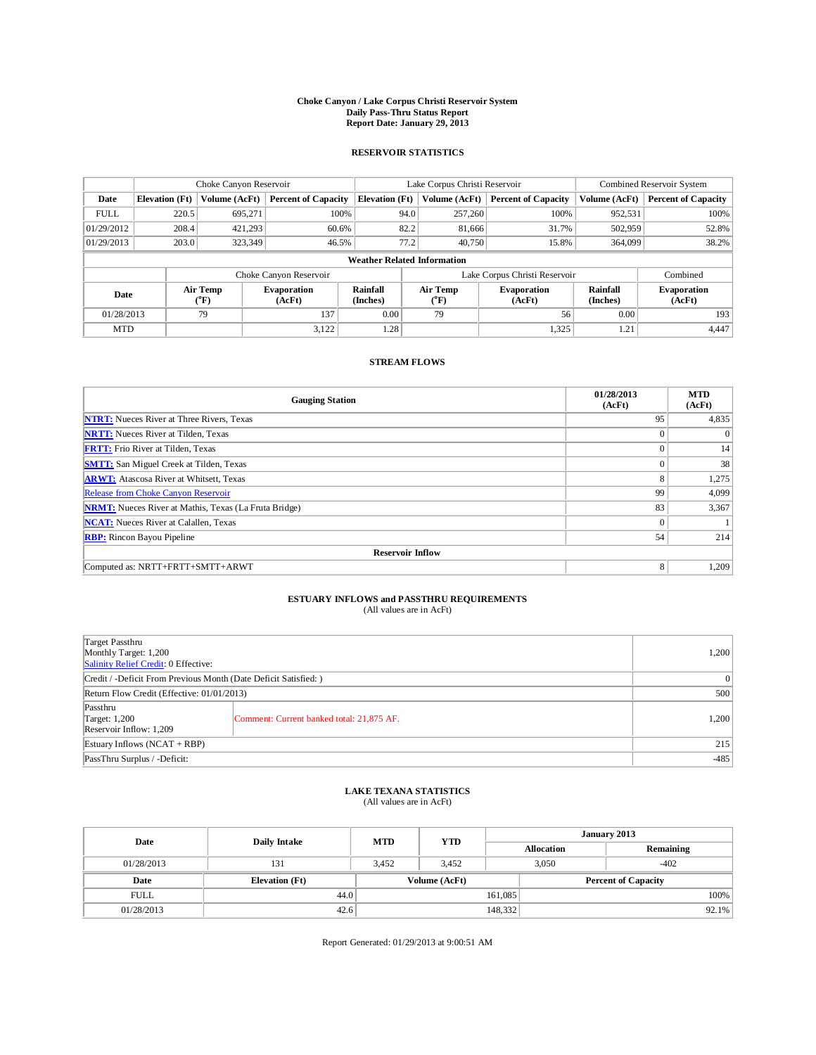# Choke Canyon / Lake Corpus Christi Reservoir System
## Daily Pass-Thru Status Report
## Report Date: January 29, 2013

### RESERVOIR STATISTICS

| | Choke Canyon Reservoir | | | Lake Corpus Christi Reservoir | | | Combined Reservoir System | |
|---|---|---|---|---|---|---|---|---|
| Date | Elevation (Ft) | Volume (AcFt) | Percent of Capacity | Elevation (Ft) | Volume (AcFt) | Percent of Capacity | Volume (AcFt) | Percent of Capacity |
| FULL | 220.5 | 695,271 | 100% | 94.0 | 257,260 | 100% | 952,531 | 100% |
| 01/29/2012 | 208.4 | 421,293 | 60.6% | 82.2 | 81,666 | 31.7% | 502,959 | 52.8% |
| 01/29/2013 | 203.0 | 323,349 | 46.5% | 77.2 | 40,750 | 15.8% | 364,099 | 38.2% |

**Weather Related Information**

| | Choke Canyon Reservoir | | | Lake Corpus Christi Reservoir | | | Combined |
|---|---|---|---|---|---|---|---|
| Date | Air Temp (°F) | Evaporation (AcFt) | Rainfall (Inches) | Air Temp (°F) | Evaporation (AcFt) | Rainfall (Inches) | Evaporation (AcFt) |
| 01/28/2013 | 79 | 137 | 0.00 | 79 | 56 | 0.00 | 193 |
| MTD | | 3,122 | 1.28 | | 1,325 | 1.21 | 4,447 |

### STREAM FLOWS

| Gauging Station | 01/28/2013 (AcFt) | MTD (AcFt) |
|---|---|---|
| NTRT: Nueces River at Three Rivers, Texas | 95 | 4,835 |
| NRTT: Nueces River at Tilden, Texas | 0 | 0 |
| FRTT: Frio River at Tilden, Texas | 0 | 14 |
| SMTT: San Miguel Creek at Tilden, Texas | 0 | 38 |
| ARWT: Atascosa River at Whitsett, Texas | 8 | 1,275 |
| Release from Choke Canyon Reservoir | 99 | 4,099 |
| NRMT: Nueces River at Mathis, Texas (La Fruta Bridge) | 83 | 3,367 |
| NCAT: Nueces River at Calallen, Texas | 0 | 1 |
| RBP: Rincon Bayou Pipeline | 54 | 214 |
| **Reservoir Inflow** | | |
| Computed as: NRTT+FRTT+SMTT+ARWT | 8 | 1,209 |

### ESTUARY INFLOWS and PASSTHRU REQUIREMENTS
(All values are in AcFt)

| | | |
|---|---|---|
| Target Passthru<br>Monthly Target: 1,200<br>Salinity Relief Credit: 0 Effective: | | 1,200 |
| Credit / -Deficit From Previous Month (Date Deficit Satisfied: ) | | 0 |
| Return Flow Credit (Effective: 01/01/2013) | | 500 |
| Passthru<br>Target: 1,200<br>Reservoir Inflow: 1,209 | Comment: Current banked total: 21,875 AF. | 1,200 |
| Estuary Inflows (NCAT + RBP) | | 215 |
| PassThru Surplus / -Deficit: | | -485 |

### LAKE TEXANA STATISTICS
(All values are in AcFt)

| Date | Daily Intake | MTD | YTD | January 2013 Allocation | January 2013 Remaining |
|---|---|---|---|---|---|
| 01/28/2013 | 131 | 3,452 | 3,452 | 3,050 | -402 |

| Date | Elevation (Ft) | Volume (AcFt) | Percent of Capacity |
|---|---|---|---|
| FULL | 44.0 | 161,085 | 100% |
| 01/28/2013 | 42.6 | 148,332 | 92.1% |

Report Generated: 01/29/2013 at 9:00:51 AM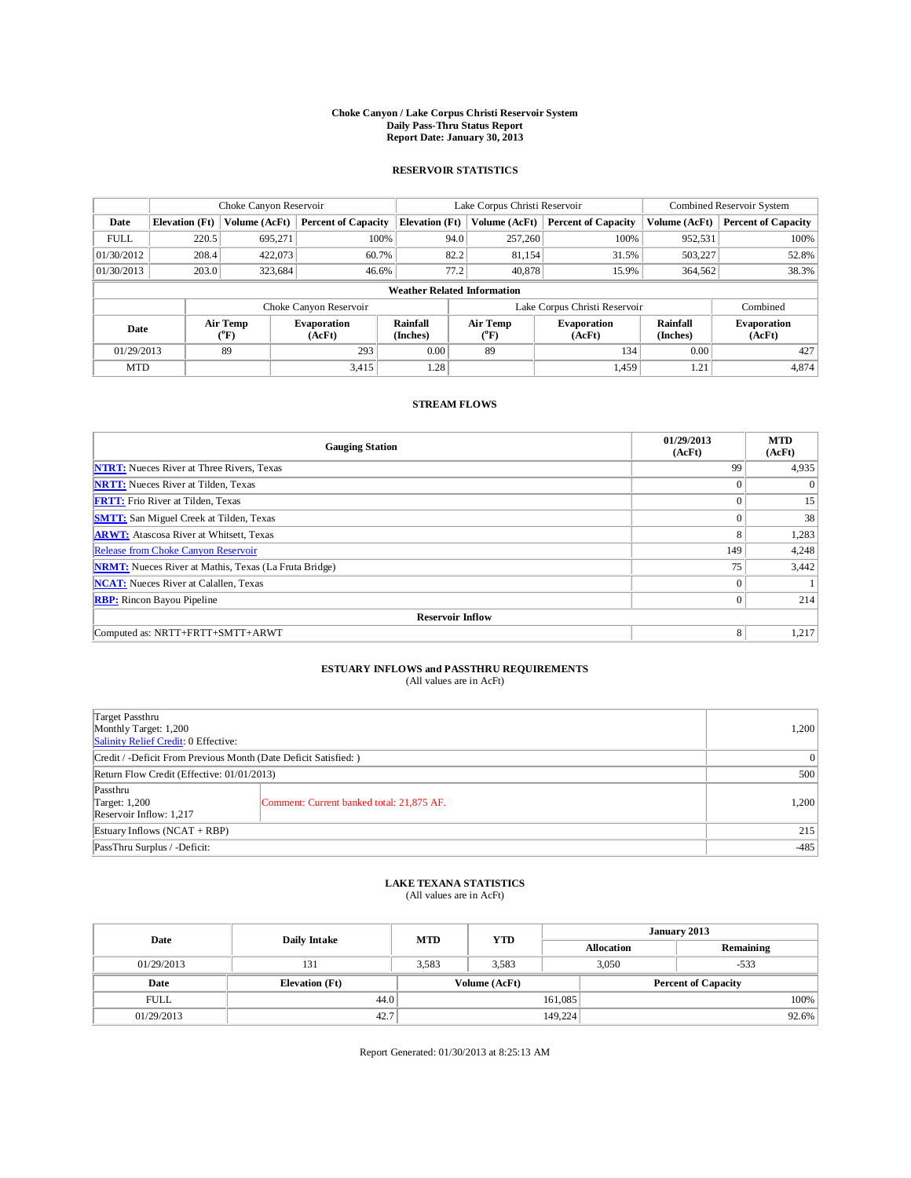# Choke Canyon / Lake Corpus Christi Reservoir System
## Daily Pass-Thru Status Report
## Report Date: January 30, 2013

### RESERVOIR STATISTICS

| | Choke Canyon Reservoir | | | Lake Corpus Christi Reservoir | | | Combined Reservoir System | |
|---|---|---|---|---|---|---|---|---|
| Date | Elevation (Ft) | Volume (AcFt) | Percent of Capacity | Elevation (Ft) | Volume (AcFt) | Percent of Capacity | Volume (AcFt) | Percent of Capacity |
| FULL | 220.5 | 695,271 | 100% | 94.0 | 257,260 | 100% | 952,531 | 100% |
| 01/30/2012 | 208.4 | 422,073 | 60.7% | 82.2 | 81,154 | 31.5% | 503,227 | 52.8% |
| 01/30/2013 | 203.0 | 323,684 | 46.6% | 77.2 | 40,878 | 15.9% | 364,562 | 38.3% |

**Weather Related Information**

| | Choke Canyon Reservoir | | | Lake Corpus Christi Reservoir | | | Combined |
|---|---|---|---|---|---|---|---|
| Date | Air Temp (°F) | Evaporation (AcFt) | Rainfall (Inches) | Air Temp (°F) | Evaporation (AcFt) | Rainfall (Inches) | Evaporation (AcFt) |
| 01/29/2013 | 89 | 293 | 0.00 | 89 | 134 | 0.00 | 427 |
| MTD | | 3,415 | 1.28 | | 1,459 | 1.21 | 4,874 |

### STREAM FLOWS

| Gauging Station | 01/29/2013 (AcFt) | MTD (AcFt) |
|---|---|---|
| NTRT: Nueces River at Three Rivers, Texas | 99 | 4,935 |
| NRTT: Nueces River at Tilden, Texas | 0 | 0 |
| FRTT: Frio River at Tilden, Texas | 0 | 15 |
| SMTT: San Miguel Creek at Tilden, Texas | 0 | 38 |
| ARWT: Atascosa River at Whitsett, Texas | 8 | 1,283 |
| Release from Choke Canyon Reservoir | 149 | 4,248 |
| NRMT: Nueces River at Mathis, Texas (La Fruta Bridge) | 75 | 3,442 |
| NCAT: Nueces River at Calallen, Texas | 0 | 1 |
| RBP: Rincon Bayou Pipeline | 0 | 214 |
| **Reservoir Inflow** | | |
| Computed as: NRTT+FRTT+SMTT+ARWT | 8 | 1,217 |

### ESTUARY INFLOWS and PASSTHRU REQUIREMENTS
(All values are in AcFt)

| | | |
|---|---|---|
| Target Passthru<br>Monthly Target: 1,200<br>Salinity Relief Credit: 0 Effective: | | 1,200 |
| Credit / -Deficit From Previous Month (Date Deficit Satisfied: ) | | 0 |
| Return Flow Credit (Effective: 01/01/2013) | | 500 |
| Passthru<br>Target: 1,200<br>Reservoir Inflow: 1,217 | Comment: Current banked total: 21,875 AF. | 1,200 |
| Estuary Inflows (NCAT + RBP) | | 215 |
| PassThru Surplus / -Deficit: | | -485 |

### LAKE TEXANA STATISTICS
(All values are in AcFt)

| Date | Daily Intake | MTD | YTD | January 2013 Allocation | January 2013 Remaining |
|---|---|---|---|---|---|
| 01/29/2013 | 131 | 3,583 | 3,583 | 3,050 | -533 |

| Date | Elevation (Ft) | Volume (AcFt) | Percent of Capacity |
|---|---|---|---|
| FULL | 44.0 | 161,085 | 100% |
| 01/29/2013 | 42.7 | 149,224 | 92.6% |

Report Generated: 01/30/2013 at 8:25:13 AM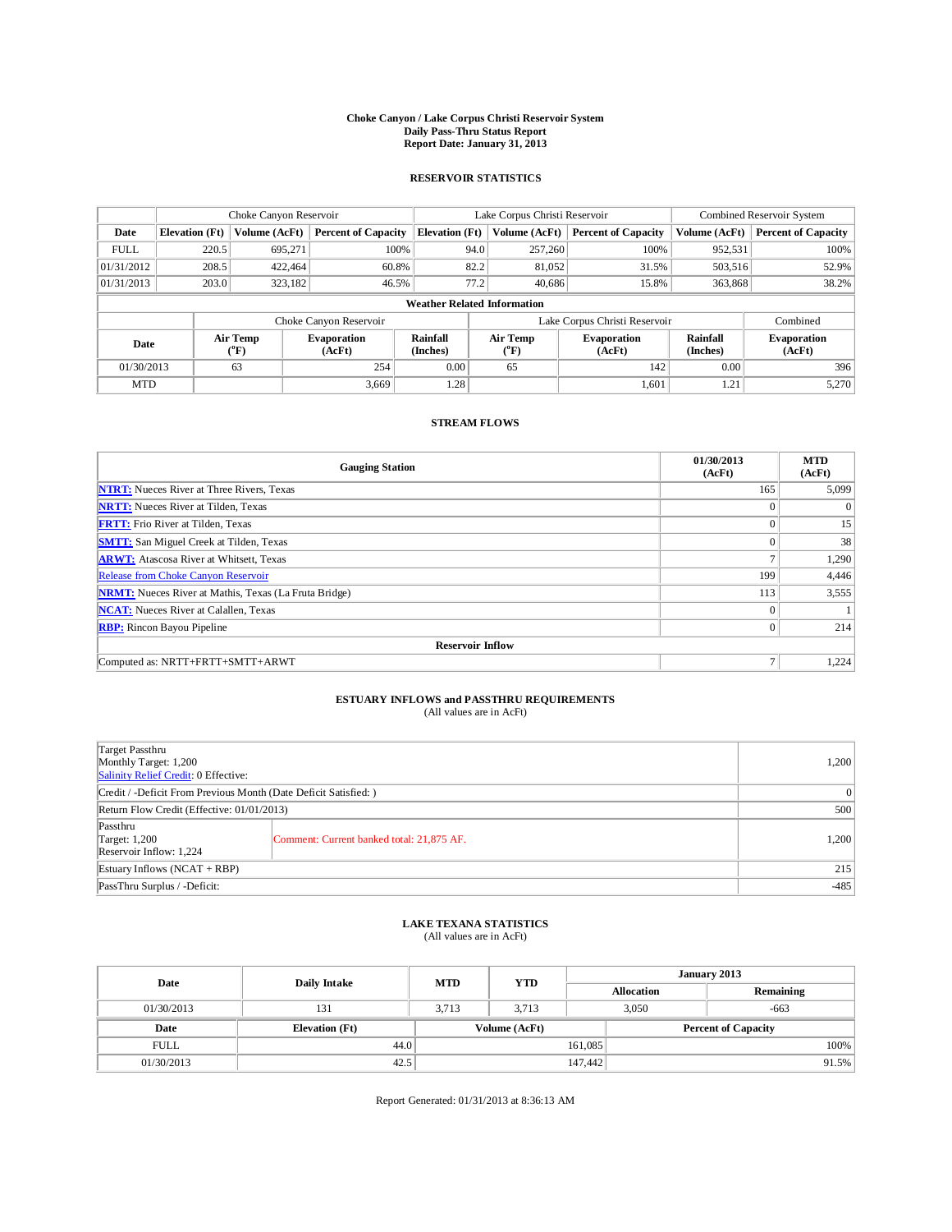# Choke Canyon / Lake Corpus Christi Reservoir System
## Daily Pass-Thru Status Report
## Report Date: January 31, 2013

### RESERVOIR STATISTICS

| | Choke Canyon Reservoir | | | Lake Corpus Christi Reservoir | | | Combined Reservoir System | |
|---|---|---|---|---|---|---|---|---|
| Date | Elevation (Ft) | Volume (AcFt) | Percent of Capacity | Elevation (Ft) | Volume (AcFt) | Percent of Capacity | Volume (AcFt) | Percent of Capacity |
| FULL | 220.5 | 695,271 | 100% | 94.0 | 257,260 | 100% | 952,531 | 100% |
| 01/31/2012 | 208.5 | 422,464 | 60.8% | 82.2 | 81,052 | 31.5% | 503,516 | 52.9% |
| 01/31/2013 | 203.0 | 323,182 | 46.5% | 77.2 | 40,686 | 15.8% | 363,868 | 38.2% |

**Weather Related Information**

| | Choke Canyon Reservoir | | | Lake Corpus Christi Reservoir | | | Combined |
|---|---|---|---|---|---|---|---|
| Date | Air Temp (°F) | Evaporation (AcFt) | Rainfall (Inches) | Air Temp (°F) | Evaporation (AcFt) | Rainfall (Inches) | Evaporation (AcFt) |
| 01/30/2013 | 63 | 254 | 0.00 | 65 | 142 | 0.00 | 396 |
| MTD | | 3,669 | 1.28 | | 1,601 | 1.21 | 5,270 |

### STREAM FLOWS

| Gauging Station | 01/30/2013 (AcFt) | MTD (AcFt) |
|---|---|---|
| NTRT: Nueces River at Three Rivers, Texas | 165 | 5,099 |
| NRTT: Nueces River at Tilden, Texas | 0 | 0 |
| FRTT: Frio River at Tilden, Texas | 0 | 15 |
| SMTT: San Miguel Creek at Tilden, Texas | 0 | 38 |
| ARWT: Atascosa River at Whitsett, Texas | 7 | 1,290 |
| Release from Choke Canyon Reservoir | 199 | 4,446 |
| NRMT: Nueces River at Mathis, Texas (La Fruta Bridge) | 113 | 3,555 |
| NCAT: Nueces River at Calallen, Texas | 0 | 1 |
| RBP: Rincon Bayou Pipeline | 0 | 214 |
| **Reservoir Inflow** | | |
| Computed as: NRTT+FRTT+SMTT+ARWT | 7 | 1,224 |

### ESTUARY INFLOWS and PASSTHRU REQUIREMENTS
(All values are in AcFt)

| | | |
|---|---|---|
| Target Passthru<br>Monthly Target: 1,200<br>Salinity Relief Credit: 0 Effective: | | 1,200 |
| Credit / -Deficit From Previous Month (Date Deficit Satisfied: ) | | 0 |
| Return Flow Credit (Effective: 01/01/2013) | | 500 |
| Passthru<br>Target: 1,200<br>Reservoir Inflow: 1,224 | Comment: Current banked total: 21,875 AF. | 1,200 |
| Estuary Inflows (NCAT + RBP) | | 215 |
| PassThru Surplus / -Deficit: | | -485 |

### LAKE TEXANA STATISTICS
(All values are in AcFt)

| Date | Daily Intake | MTD | YTD | January 2013 Allocation | January 2013 Remaining |
|---|---|---|---|---|---|
| 01/30/2013 | 131 | 3,713 | 3,713 | 3,050 | -663 |

| Date | Elevation (Ft) | Volume (AcFt) | Percent of Capacity |
|---|---|---|---|
| FULL | 44.0 | 161,085 | 100% |
| 01/30/2013 | 42.5 | 147,442 | 91.5% |

Report Generated: 01/31/2013 at 8:36:13 AM